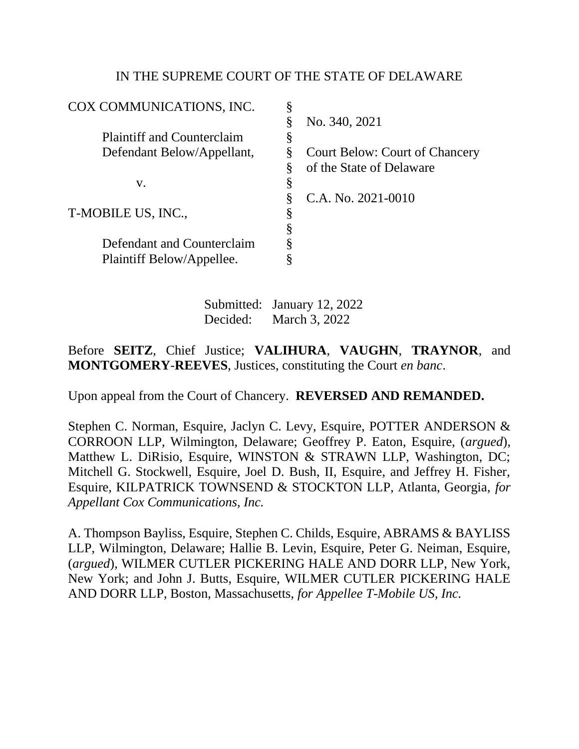IN THE SUPREME COURT OF THE STATE OF DELAWARE

| | | |
|---|---|---|
| COX COMMUNICATIONS, INC. | § | |
| | § | No. 340, 2021 |
| Plaintiff and Counterclaim | § | |
| Defendant Below/Appellant, | § | Court Below: Court of Chancery |
| | § | of the State of Delaware |
| v. | § | |
| | § | C.A. No. 2021-0010 |
| T-MOBILE US, INC., | § | |
| | § | |
| Defendant and Counterclaim | § | |
| Plaintiff Below/Appellee. | § | |

Submitted: January 12, 2022
Decided: March 3, 2022

Before **SEITZ**, Chief Justice; **VALIHURA**, **VAUGHN**, **TRAYNOR**, and **MONTGOMERY-REEVES**, Justices, constituting the Court *en banc*.

Upon appeal from the Court of Chancery. **REVERSED AND REMANDED.**

Stephen C. Norman, Esquire, Jaclyn C. Levy, Esquire, POTTER ANDERSON & CORROON LLP, Wilmington, Delaware; Geoffrey P. Eaton, Esquire, (*argued*), Matthew L. DiRisio, Esquire, WINSTON & STRAWN LLP, Washington, DC; Mitchell G. Stockwell, Esquire, Joel D. Bush, II, Esquire, and Jeffrey H. Fisher, Esquire, KILPATRICK TOWNSEND & STOCKTON LLP, Atlanta, Georgia, *for Appellant Cox Communications, Inc.*

A. Thompson Bayliss, Esquire, Stephen C. Childs, Esquire, ABRAMS & BAYLISS LLP, Wilmington, Delaware; Hallie B. Levin, Esquire, Peter G. Neiman, Esquire, (*argued*), WILMER CUTLER PICKERING HALE AND DORR LLP, New York, New York; and John J. Butts, Esquire, WILMER CUTLER PICKERING HALE AND DORR LLP, Boston, Massachusetts, *for Appellee T-Mobile US, Inc.*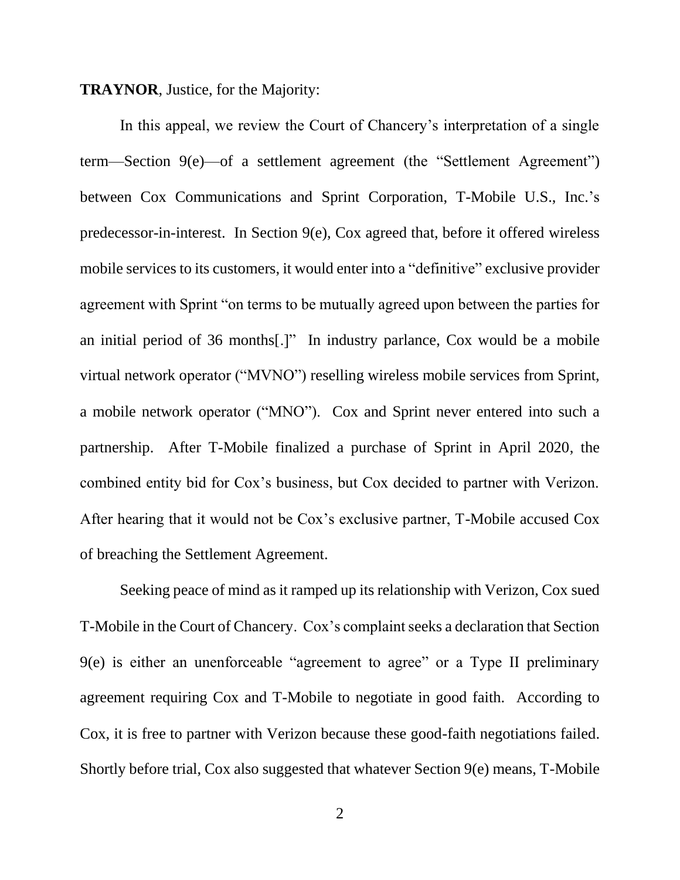**TRAYNOR**, Justice, for the Majority:

In this appeal, we review the Court of Chancery's interpretation of a single term—Section 9(e)—of a settlement agreement (the "Settlement Agreement") between Cox Communications and Sprint Corporation, T-Mobile U.S., Inc.'s predecessor-in-interest. In Section 9(e), Cox agreed that, before it offered wireless mobile services to its customers, it would enter into a "definitive" exclusive provider agreement with Sprint "on terms to be mutually agreed upon between the parties for an initial period of 36 months[.]" In industry parlance, Cox would be a mobile virtual network operator ("MVNO") reselling wireless mobile services from Sprint, a mobile network operator ("MNO"). Cox and Sprint never entered into such a partnership. After T-Mobile finalized a purchase of Sprint in April 2020, the combined entity bid for Cox's business, but Cox decided to partner with Verizon. After hearing that it would not be Cox's exclusive partner, T-Mobile accused Cox of breaching the Settlement Agreement.

Seeking peace of mind as it ramped up its relationship with Verizon, Cox sued T-Mobile in the Court of Chancery. Cox's complaint seeks a declaration that Section 9(e) is either an unenforceable "agreement to agree" or a Type II preliminary agreement requiring Cox and T-Mobile to negotiate in good faith. According to Cox, it is free to partner with Verizon because these good-faith negotiations failed. Shortly before trial, Cox also suggested that whatever Section 9(e) means, T-Mobile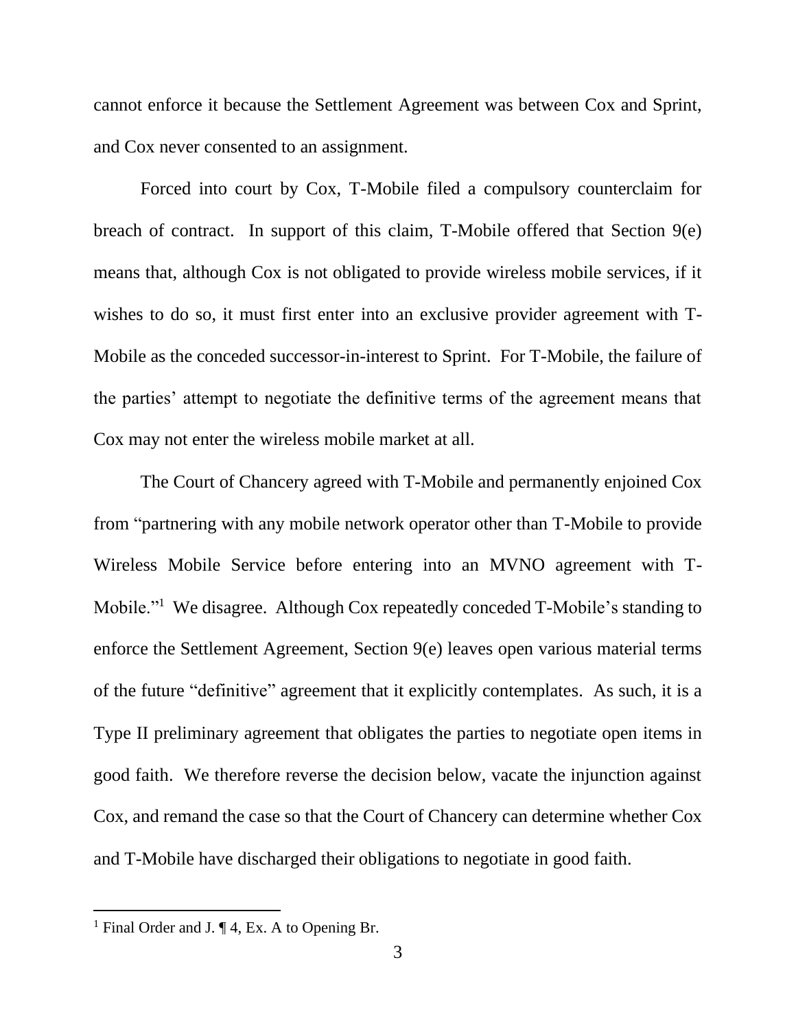cannot enforce it because the Settlement Agreement was between Cox and Sprint, and Cox never consented to an assignment.

Forced into court by Cox, T-Mobile filed a compulsory counterclaim for breach of contract. In support of this claim, T-Mobile offered that Section 9(e) means that, although Cox is not obligated to provide wireless mobile services, if it wishes to do so, it must first enter into an exclusive provider agreement with T-Mobile as the conceded successor-in-interest to Sprint. For T-Mobile, the failure of the parties' attempt to negotiate the definitive terms of the agreement means that Cox may not enter the wireless mobile market at all.

The Court of Chancery agreed with T-Mobile and permanently enjoined Cox from "partnering with any mobile network operator other than T-Mobile to provide Wireless Mobile Service before entering into an MVNO agreement with T-Mobile."[1] We disagree. Although Cox repeatedly conceded T-Mobile's standing to enforce the Settlement Agreement, Section 9(e) leaves open various material terms of the future "definitive" agreement that it explicitly contemplates. As such, it is a Type II preliminary agreement that obligates the parties to negotiate open items in good faith. We therefore reverse the decision below, vacate the injunction against Cox, and remand the case so that the Court of Chancery can determine whether Cox and T-Mobile have discharged their obligations to negotiate in good faith.

---

[1] Final Order and J. ¶ 4, Ex. A to Opening Br.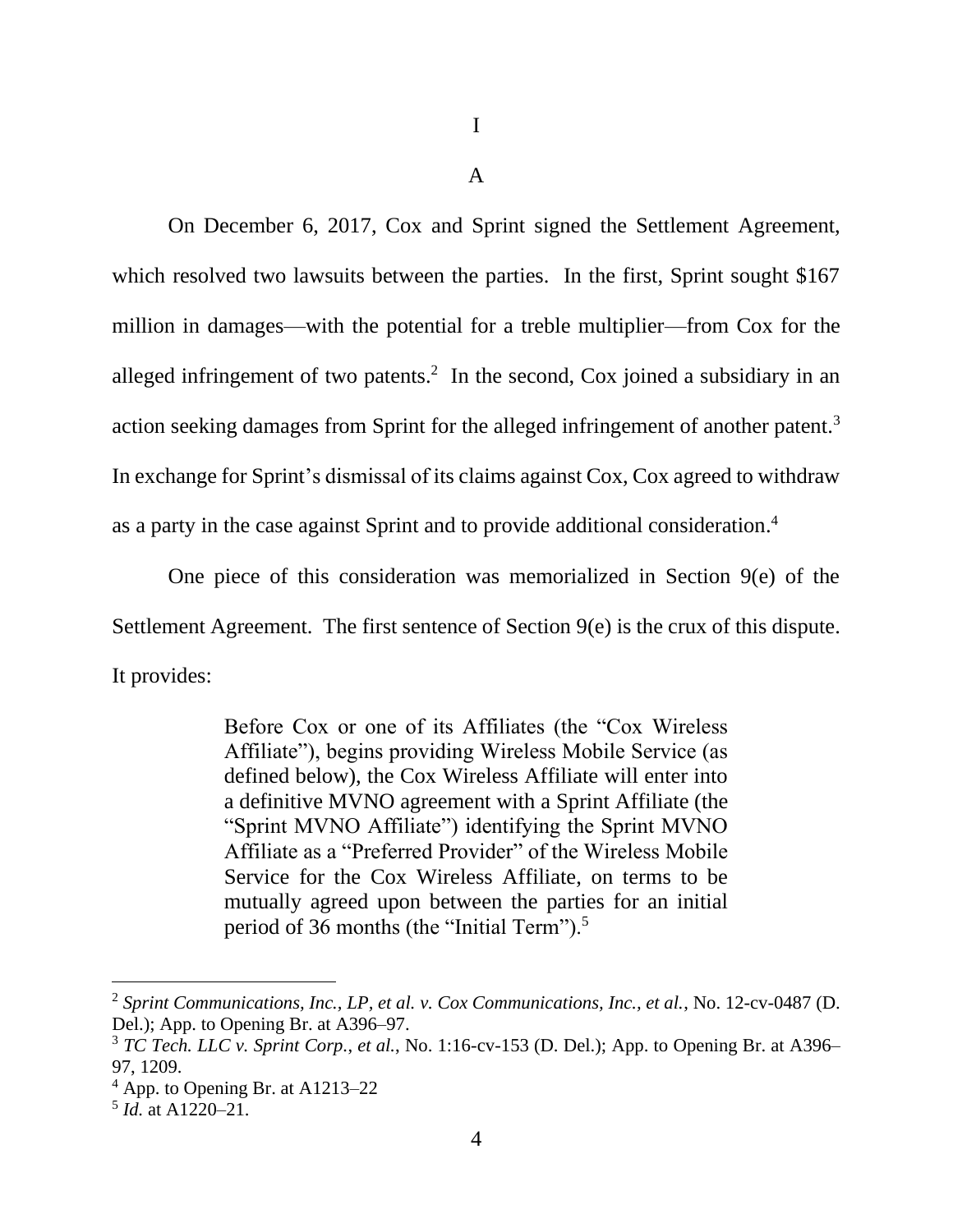# I

## A

On December 6, 2017, Cox and Sprint signed the Settlement Agreement, which resolved two lawsuits between the parties. In the first, Sprint sought $167 million in damages—with the potential for a treble multiplier—from Cox for the alleged infringement of two patents.[2] In the second, Cox joined a subsidiary in an action seeking damages from Sprint for the alleged infringement of another patent.[3] In exchange for Sprint's dismissal of its claims against Cox, Cox agreed to withdraw as a party in the case against Sprint and to provide additional consideration.[4]

One piece of this consideration was memorialized in Section 9(e) of the Settlement Agreement. The first sentence of Section 9(e) is the crux of this dispute. It provides:

> Before Cox or one of its Affiliates (the "Cox Wireless Affiliate"), begins providing Wireless Mobile Service (as defined below), the Cox Wireless Affiliate will enter into a definitive MVNO agreement with a Sprint Affiliate (the "Sprint MVNO Affiliate") identifying the Sprint MVNO Affiliate as a "Preferred Provider" of the Wireless Mobile Service for the Cox Wireless Affiliate, on terms to be mutually agreed upon between the parties for an initial period of 36 months (the "Initial Term").[5]

---

[2] *Sprint Communications, Inc., LP, et al. v. Cox Communications, Inc., et al.*, No. 12-cv-0487 (D. Del.); App. to Opening Br. at A396–97.

[3] *TC Tech. LLC v. Sprint Corp., et al.*, No. 1:16-cv-153 (D. Del.); App. to Opening Br. at A396–97, 1209.

[4] App. to Opening Br. at A1213–22

[5] *Id.* at A1220–21.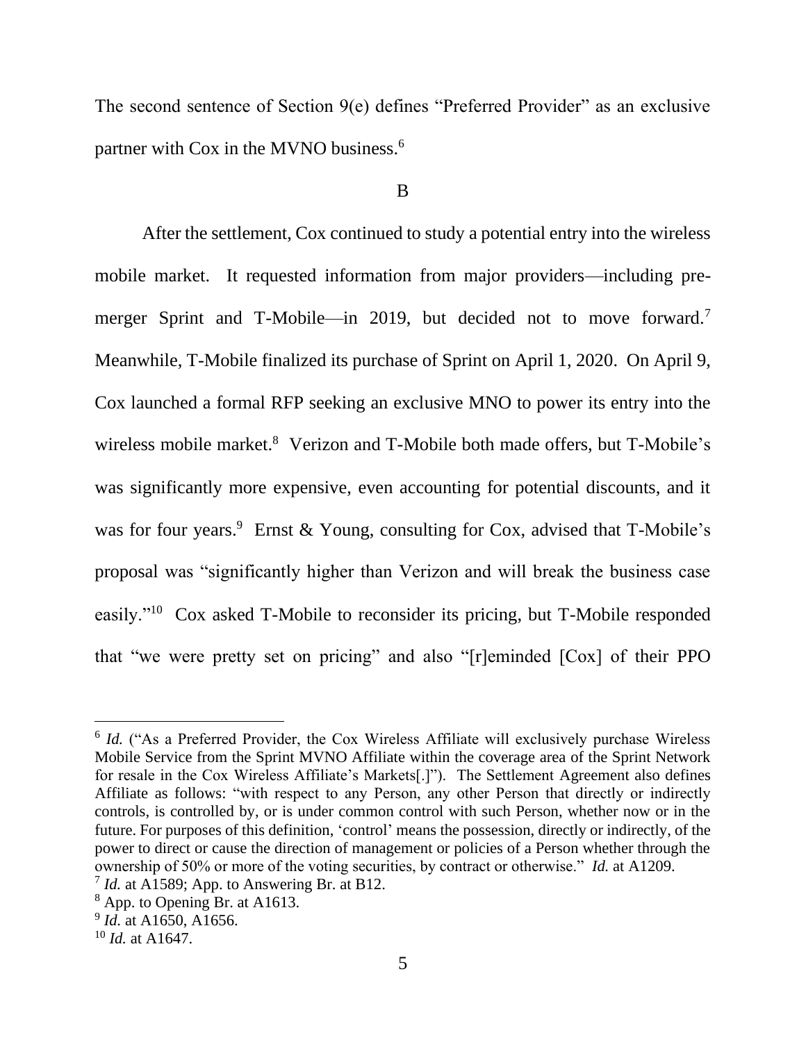The second sentence of Section 9(e) defines "Preferred Provider" as an exclusive partner with Cox in the MVNO business.[6]

B

After the settlement, Cox continued to study a potential entry into the wireless mobile market. It requested information from major providers—including pre-merger Sprint and T-Mobile—in 2019, but decided not to move forward.[7] Meanwhile, T-Mobile finalized its purchase of Sprint on April 1, 2020. On April 9, Cox launched a formal RFP seeking an exclusive MNO to power its entry into the wireless mobile market.[8] Verizon and T-Mobile both made offers, but T-Mobile's was significantly more expensive, even accounting for potential discounts, and it was for four years.[9] Ernst & Young, consulting for Cox, advised that T-Mobile's proposal was "significantly higher than Verizon and will break the business case easily."[10] Cox asked T-Mobile to reconsider its pricing, but T-Mobile responded that "we were pretty set on pricing" and also "[r]eminded [Cox] of their PPO

---

[6] *Id.* ("As a Preferred Provider, the Cox Wireless Affiliate will exclusively purchase Wireless Mobile Service from the Sprint MVNO Affiliate within the coverage area of the Sprint Network for resale in the Cox Wireless Affiliate's Markets[.]"). The Settlement Agreement also defines Affiliate as follows: "with respect to any Person, any other Person that directly or indirectly controls, is controlled by, or is under common control with such Person, whether now or in the future. For purposes of this definition, 'control' means the possession, directly or indirectly, of the power to direct or cause the direction of management or policies of a Person whether through the ownership of 50% or more of the voting securities, by contract or otherwise." *Id.* at A1209.

[7] *Id.* at A1589; App. to Answering Br. at B12.

[8] App. to Opening Br. at A1613.

[9] *Id.* at A1650, A1656.

[10] *Id.* at A1647.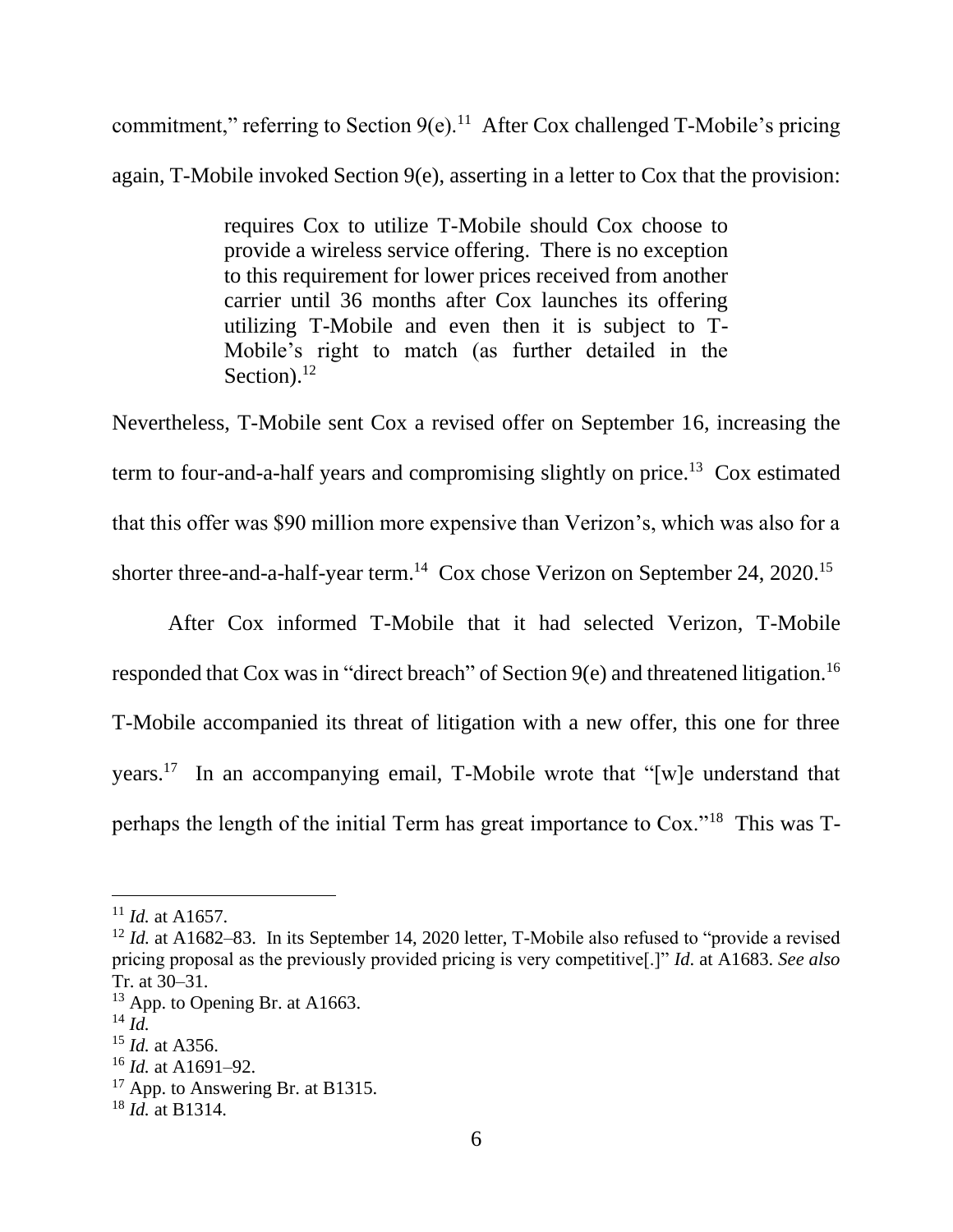commitment," referring to Section 9(e).[11] After Cox challenged T-Mobile's pricing again, T-Mobile invoked Section 9(e), asserting in a letter to Cox that the provision:

> requires Cox to utilize T-Mobile should Cox choose to provide a wireless service offering. There is no exception to this requirement for lower prices received from another carrier until 36 months after Cox launches its offering utilizing T-Mobile and even then it is subject to T-Mobile's right to match (as further detailed in the Section).[12]

Nevertheless, T-Mobile sent Cox a revised offer on September 16, increasing the term to four-and-a-half years and compromising slightly on price.[13] Cox estimated that this offer was $90 million more expensive than Verizon's, which was also for a shorter three-and-a-half-year term.[14] Cox chose Verizon on September 24, 2020.[15]

After Cox informed T-Mobile that it had selected Verizon, T-Mobile responded that Cox was in "direct breach" of Section 9(e) and threatened litigation.[16] T-Mobile accompanied its threat of litigation with a new offer, this one for three years.[17] In an accompanying email, T-Mobile wrote that "[w]e understand that perhaps the length of the initial Term has great importance to Cox."[18] This was T-

---

[11] *Id.* at A1657.

[12] *Id.* at A1682–83. In its September 14, 2020 letter, T-Mobile also refused to "provide a revised pricing proposal as the previously provided pricing is very competitive[.]" *Id.* at A1683. *See also* Tr. at 30–31.

[13] App. to Opening Br. at A1663.

[14] *Id.*

[15] *Id.* at A356.

[16] *Id.* at A1691–92.

[17] App. to Answering Br. at B1315.

[18] *Id.* at B1314.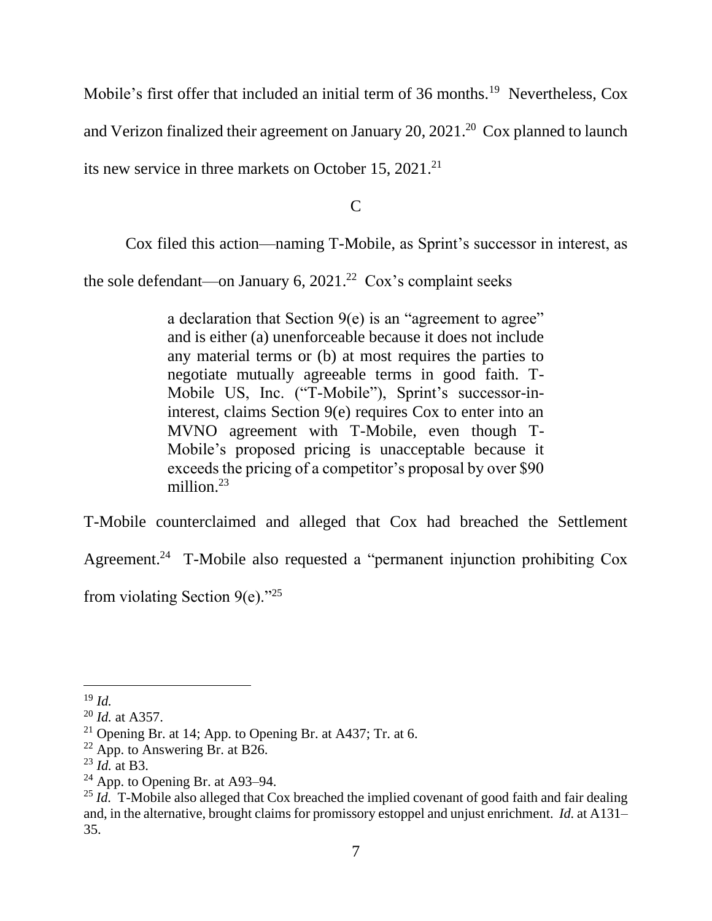Mobile's first offer that included an initial term of 36 months.[19] Nevertheless, Cox and Verizon finalized their agreement on January 20, 2021.[20] Cox planned to launch its new service in three markets on October 15, 2021.[21]

C

Cox filed this action—naming T-Mobile, as Sprint's successor in interest, as the sole defendant—on January 6, 2021.[22] Cox's complaint seeks

> a declaration that Section 9(e) is an "agreement to agree" and is either (a) unenforceable because it does not include any material terms or (b) at most requires the parties to negotiate mutually agreeable terms in good faith. T-Mobile US, Inc. ("T-Mobile"), Sprint's successor-in-interest, claims Section 9(e) requires Cox to enter into an MVNO agreement with T-Mobile, even though T-Mobile's proposed pricing is unacceptable because it exceeds the pricing of a competitor's proposal by over $90 million.[23]

T-Mobile counterclaimed and alleged that Cox had breached the Settlement Agreement.[24] T-Mobile also requested a "permanent injunction prohibiting Cox from violating Section 9(e)."[25]

---

[19] *Id.*

[20] *Id.* at A357.

[21] Opening Br. at 14; App. to Opening Br. at A437; Tr. at 6.

[22] App. to Answering Br. at B26.

[23] *Id.* at B3.

[24] App. to Opening Br. at A93–94.

[25] *Id.* T-Mobile also alleged that Cox breached the implied covenant of good faith and fair dealing and, in the alternative, brought claims for promissory estoppel and unjust enrichment. *Id.* at A131–35.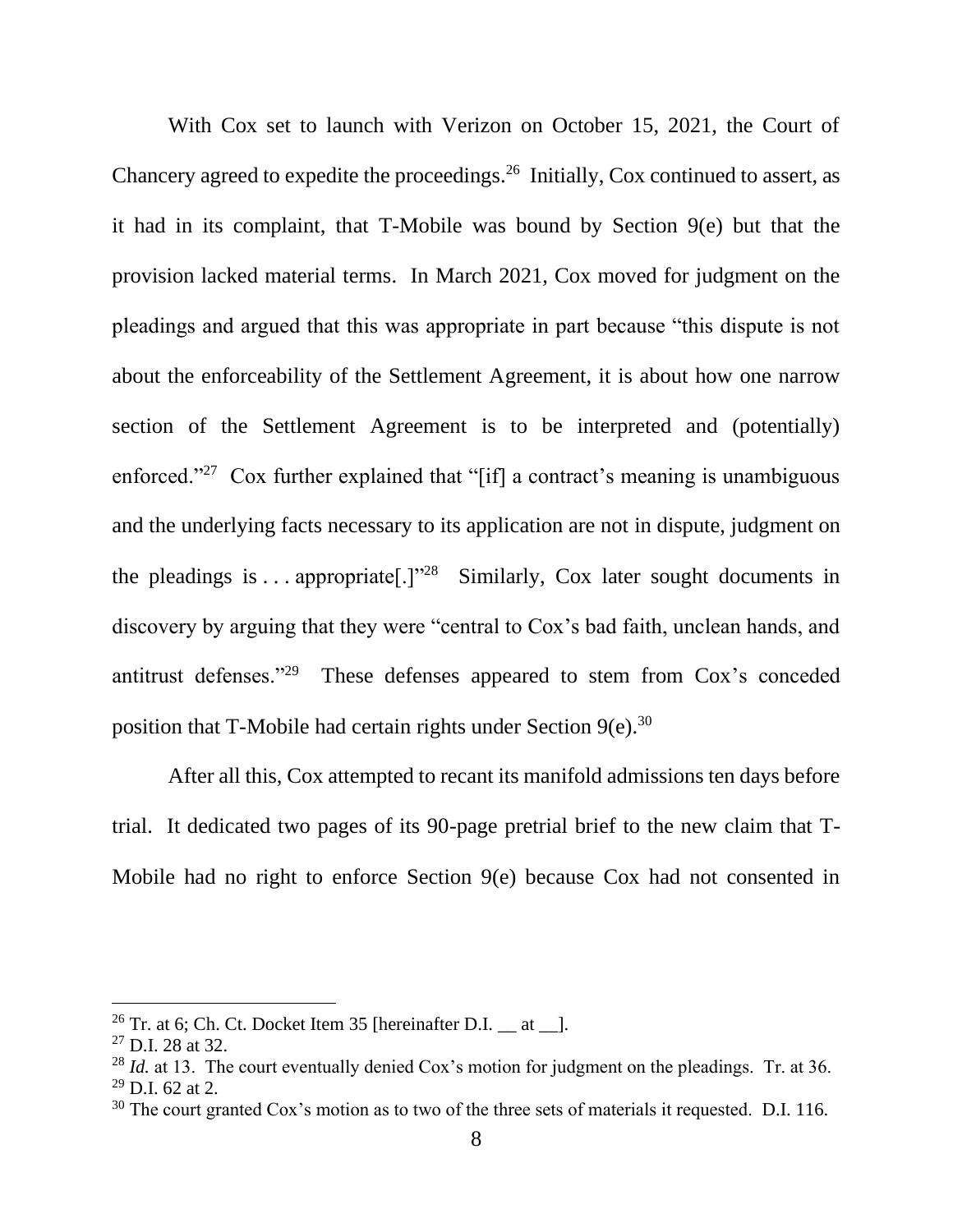With Cox set to launch with Verizon on October 15, 2021, the Court of Chancery agreed to expedite the proceedings.[26] Initially, Cox continued to assert, as it had in its complaint, that T-Mobile was bound by Section 9(e) but that the provision lacked material terms. In March 2021, Cox moved for judgment on the pleadings and argued that this was appropriate in part because "this dispute is not about the enforceability of the Settlement Agreement, it is about how one narrow section of the Settlement Agreement is to be interpreted and (potentially) enforced."[27] Cox further explained that "[if] a contract's meaning is unambiguous and the underlying facts necessary to its application are not in dispute, judgment on the pleadings is . . . appropriate[.]"[28] Similarly, Cox later sought documents in discovery by arguing that they were "central to Cox's bad faith, unclean hands, and antitrust defenses."[29] These defenses appeared to stem from Cox's conceded position that T-Mobile had certain rights under Section 9(e).[30]

After all this, Cox attempted to recant its manifold admissions ten days before trial. It dedicated two pages of its 90-page pretrial brief to the new claim that T-Mobile had no right to enforce Section 9(e) because Cox had not consented in

---

[26] Tr. at 6; Ch. Ct. Docket Item 35 [hereinafter D.I. __ at __].

[27] D.I. 28 at 32.

[28] *Id.* at 13. The court eventually denied Cox's motion for judgment on the pleadings. Tr. at 36.

[29] D.I. 62 at 2.

[30] The court granted Cox's motion as to two of the three sets of materials it requested. D.I. 116.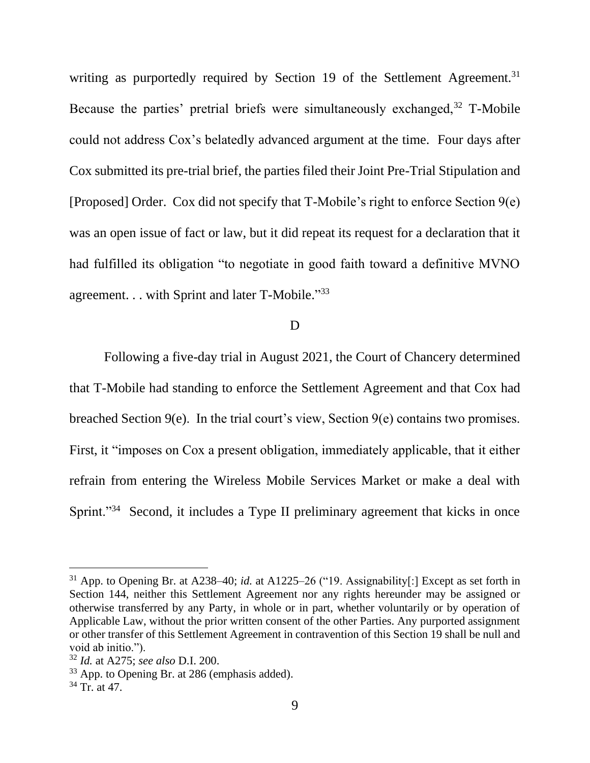writing as purportedly required by Section 19 of the Settlement Agreement.[31] Because the parties' pretrial briefs were simultaneously exchanged,[32] T-Mobile could not address Cox's belatedly advanced argument at the time. Four days after Cox submitted its pre-trial brief, the parties filed their Joint Pre-Trial Stipulation and [Proposed] Order. Cox did not specify that T-Mobile's right to enforce Section 9(e) was an open issue of fact or law, but it did repeat its request for a declaration that it had fulfilled its obligation "to negotiate in good faith toward a definitive MVNO agreement. . . with Sprint and later T-Mobile."[33]

D

Following a five-day trial in August 2021, the Court of Chancery determined that T-Mobile had standing to enforce the Settlement Agreement and that Cox had breached Section 9(e). In the trial court's view, Section 9(e) contains two promises. First, it "imposes on Cox a present obligation, immediately applicable, that it either refrain from entering the Wireless Mobile Services Market or make a deal with Sprint."[34] Second, it includes a Type II preliminary agreement that kicks in once

---

[31] App. to Opening Br. at A238–40; *id.* at A1225–26 ("19. Assignability[:] Except as set forth in Section 144, neither this Settlement Agreement nor any rights hereunder may be assigned or otherwise transferred by any Party, in whole or in part, whether voluntarily or by operation of Applicable Law, without the prior written consent of the other Parties. Any purported assignment or other transfer of this Settlement Agreement in contravention of this Section 19 shall be null and void ab initio.").

[32] *Id.* at A275; *see also* D.I. 200.

[33] App. to Opening Br. at 286 (emphasis added).

[34] Tr. at 47.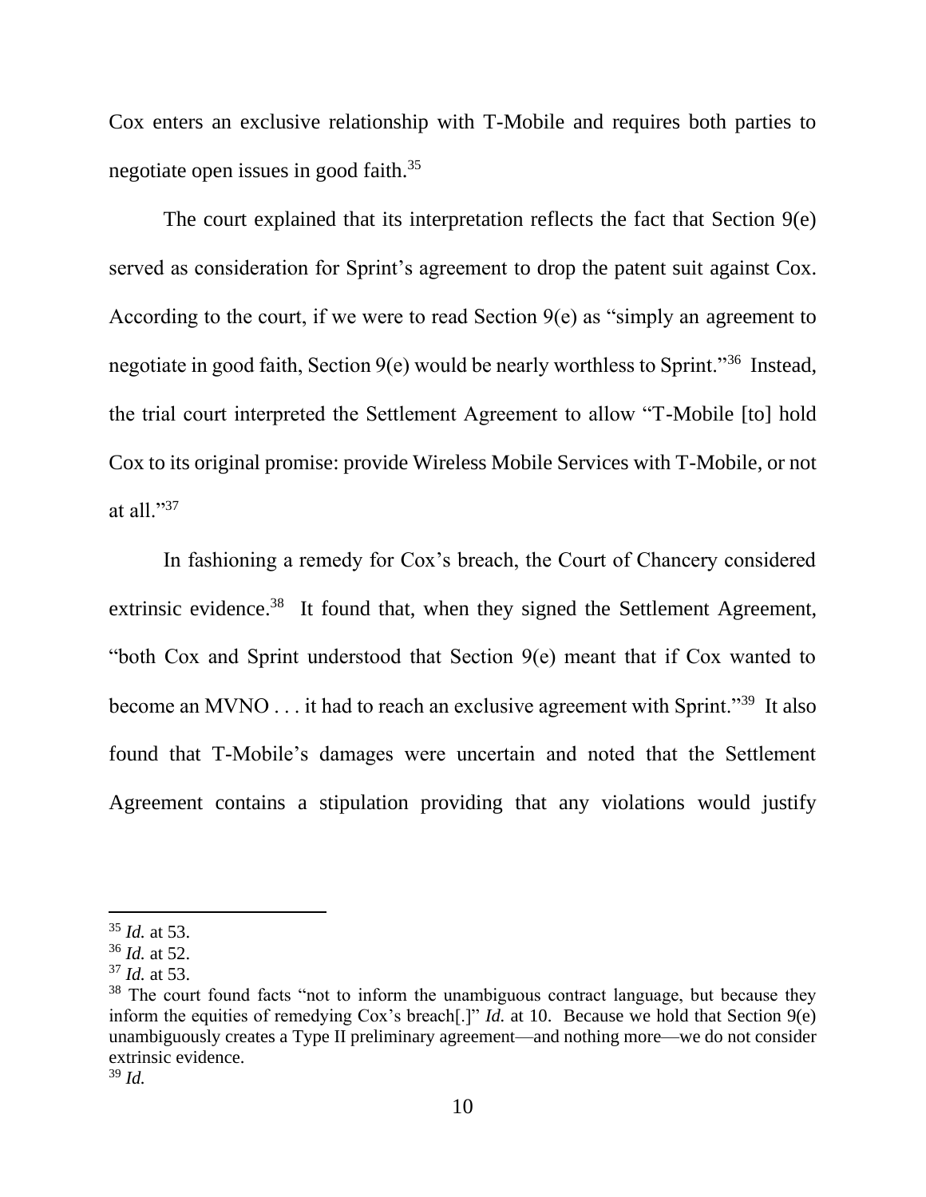Cox enters an exclusive relationship with T-Mobile and requires both parties to negotiate open issues in good faith.[35]

The court explained that its interpretation reflects the fact that Section 9(e) served as consideration for Sprint's agreement to drop the patent suit against Cox. According to the court, if we were to read Section 9(e) as "simply an agreement to negotiate in good faith, Section 9(e) would be nearly worthless to Sprint."[36] Instead, the trial court interpreted the Settlement Agreement to allow "T-Mobile [to] hold Cox to its original promise: provide Wireless Mobile Services with T-Mobile, or not at all."[37]

In fashioning a remedy for Cox's breach, the Court of Chancery considered extrinsic evidence.[38] It found that, when they signed the Settlement Agreement, "both Cox and Sprint understood that Section 9(e) meant that if Cox wanted to become an MVNO . . . it had to reach an exclusive agreement with Sprint."[39] It also found that T-Mobile's damages were uncertain and noted that the Settlement Agreement contains a stipulation providing that any violations would justify

---

[35] *Id.* at 53.

[36] *Id.* at 52.

[37] *Id.* at 53.

[38] The court found facts "not to inform the unambiguous contract language, but because they inform the equities of remedying Cox's breach[.]" *Id.* at 10. Because we hold that Section 9(e) unambiguously creates a Type II preliminary agreement—and nothing more—we do not consider extrinsic evidence.

[39] *Id.*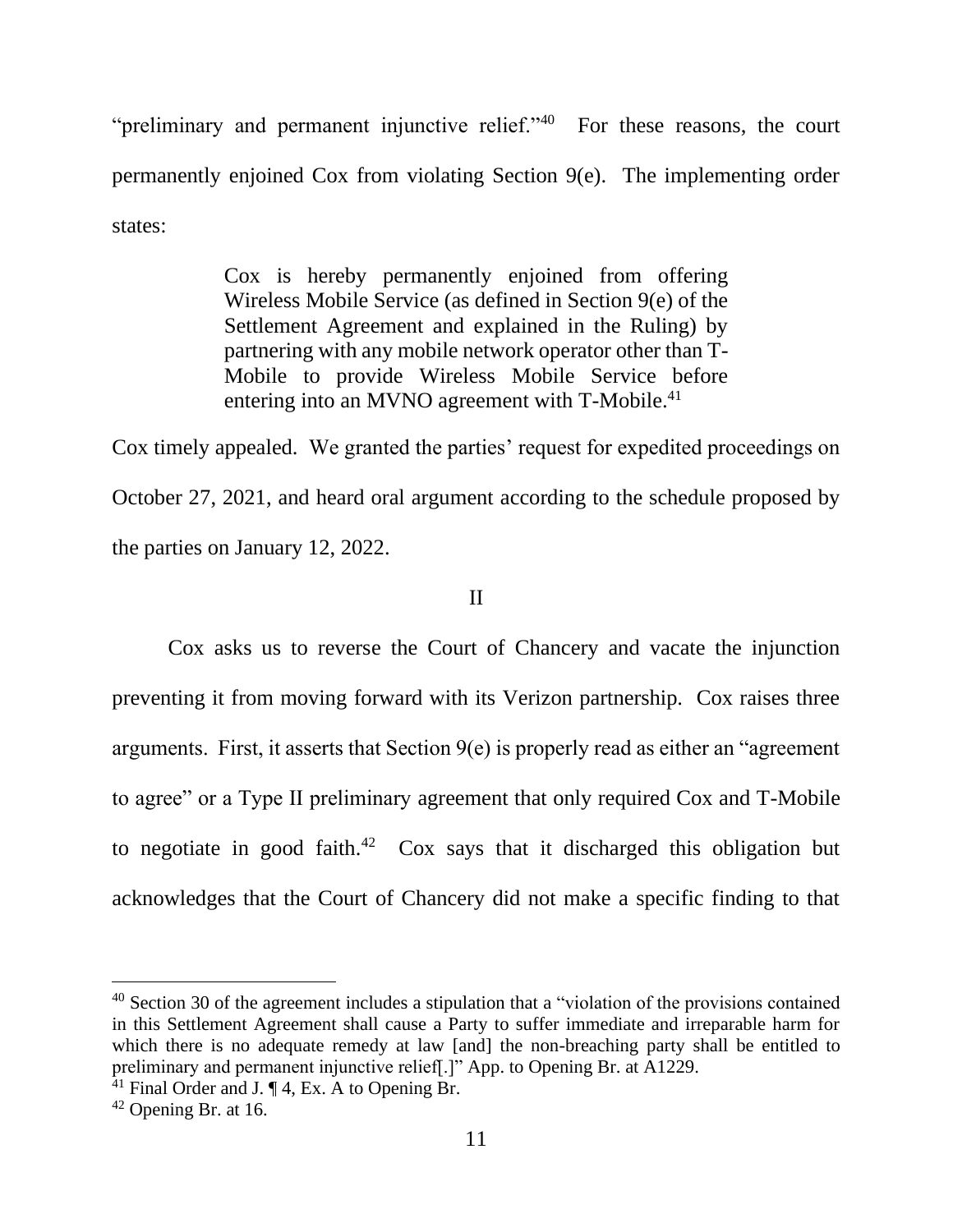"preliminary and permanent injunctive relief."[40] For these reasons, the court permanently enjoined Cox from violating Section 9(e). The implementing order states:

> Cox is hereby permanently enjoined from offering Wireless Mobile Service (as defined in Section 9(e) of the Settlement Agreement and explained in the Ruling) by partnering with any mobile network operator other than T-Mobile to provide Wireless Mobile Service before entering into an MVNO agreement with T-Mobile.[41]

Cox timely appealed. We granted the parties' request for expedited proceedings on October 27, 2021, and heard oral argument according to the schedule proposed by the parties on January 12, 2022.

## II

Cox asks us to reverse the Court of Chancery and vacate the injunction preventing it from moving forward with its Verizon partnership. Cox raises three arguments. First, it asserts that Section 9(e) is properly read as either an "agreement to agree" or a Type II preliminary agreement that only required Cox and T-Mobile to negotiate in good faith.[42] Cox says that it discharged this obligation but acknowledges that the Court of Chancery did not make a specific finding to that

---

[40] Section 30 of the agreement includes a stipulation that a "violation of the provisions contained in this Settlement Agreement shall cause a Party to suffer immediate and irreparable harm for which there is no adequate remedy at law [and] the non-breaching party shall be entitled to preliminary and permanent injunctive relief[.]" App. to Opening Br. at A1229.

[41] Final Order and J. ¶ 4, Ex. A to Opening Br.

[42] Opening Br. at 16.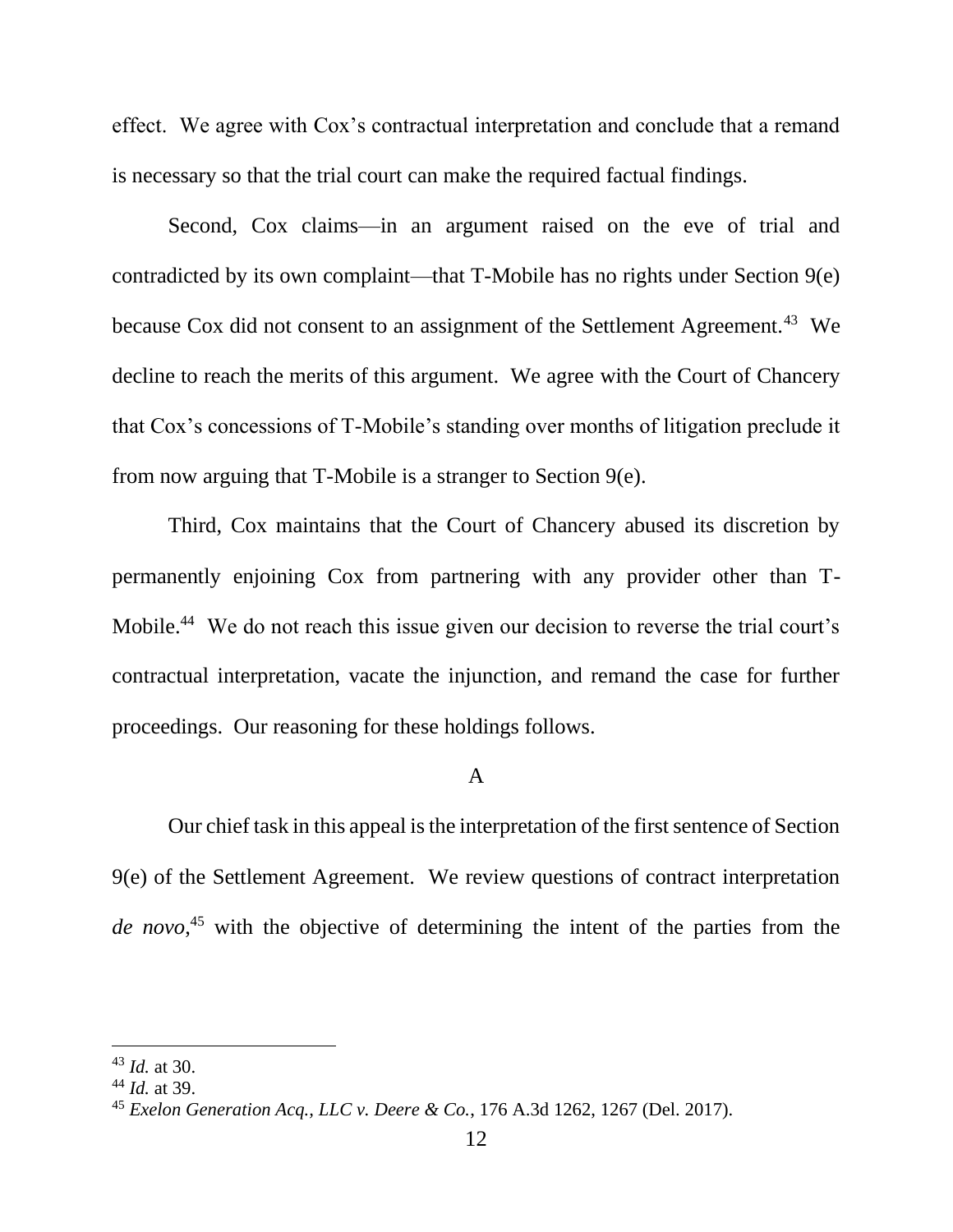effect. We agree with Cox's contractual interpretation and conclude that a remand is necessary so that the trial court can make the required factual findings.

Second, Cox claims—in an argument raised on the eve of trial and contradicted by its own complaint—that T-Mobile has no rights under Section 9(e) because Cox did not consent to an assignment of the Settlement Agreement.[43] We decline to reach the merits of this argument. We agree with the Court of Chancery that Cox's concessions of T-Mobile's standing over months of litigation preclude it from now arguing that T-Mobile is a stranger to Section 9(e).

Third, Cox maintains that the Court of Chancery abused its discretion by permanently enjoining Cox from partnering with any provider other than T-Mobile.[44] We do not reach this issue given our decision to reverse the trial court's contractual interpretation, vacate the injunction, and remand the case for further proceedings. Our reasoning for these holdings follows.

### A

Our chief task in this appeal is the interpretation of the first sentence of Section 9(e) of the Settlement Agreement. We review questions of contract interpretation *de novo*,[45] with the objective of determining the intent of the parties from the

---

[43] *Id.* at 30.
[44] *Id.* at 39.
[45] *Exelon Generation Acq., LLC v. Deere & Co.*, 176 A.3d 1262, 1267 (Del. 2017).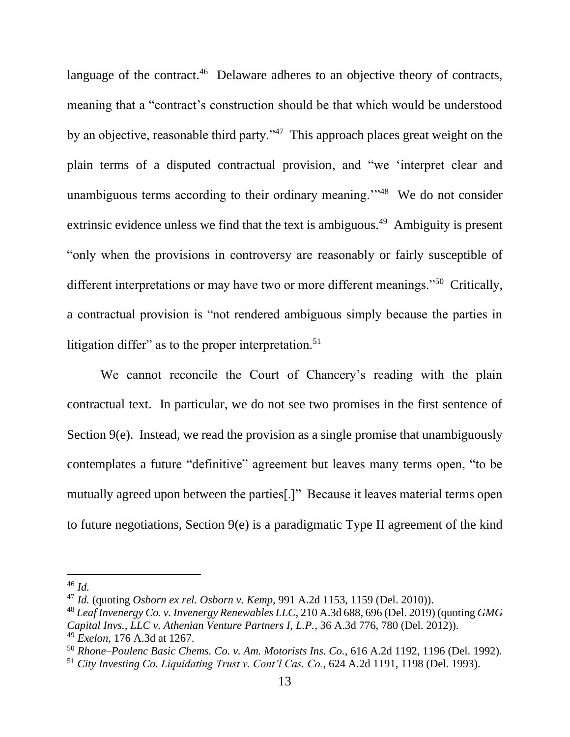language of the contract.[46] Delaware adheres to an objective theory of contracts, meaning that a "contract's construction should be that which would be understood by an objective, reasonable third party."[47] This approach places great weight on the plain terms of a disputed contractual provision, and "we 'interpret clear and unambiguous terms according to their ordinary meaning.'"[48] We do not consider extrinsic evidence unless we find that the text is ambiguous.[49] Ambiguity is present "only when the provisions in controversy are reasonably or fairly susceptible of different interpretations or may have two or more different meanings."[50] Critically, a contractual provision is "not rendered ambiguous simply because the parties in litigation differ" as to the proper interpretation.[51]

We cannot reconcile the Court of Chancery's reading with the plain contractual text. In particular, we do not see two promises in the first sentence of Section 9(e). Instead, we read the provision as a single promise that unambiguously contemplates a future "definitive" agreement but leaves many terms open, "to be mutually agreed upon between the parties[.]" Because it leaves material terms open to future negotiations, Section 9(e) is a paradigmatic Type II agreement of the kind

---

[46] *Id.*

[47] *Id.* (quoting *Osborn ex rel. Osborn v. Kemp*, 991 A.2d 1153, 1159 (Del. 2010)).

[48] *Leaf Invenergy Co. v. Invenergy Renewables LLC*, 210 A.3d 688, 696 (Del. 2019) (quoting *GMG Capital Invs., LLC v. Athenian Venture Partners I, L.P.*, 36 A.3d 776, 780 (Del. 2012)).

[49] *Exelon*, 176 A.3d at 1267.

[50] *Rhone–Poulenc Basic Chems. Co. v. Am. Motorists Ins. Co.*, 616 A.2d 1192, 1196 (Del. 1992).

[51] *City Investing Co. Liquidating Trust v. Cont'l Cas. Co.*, 624 A.2d 1191, 1198 (Del. 1993).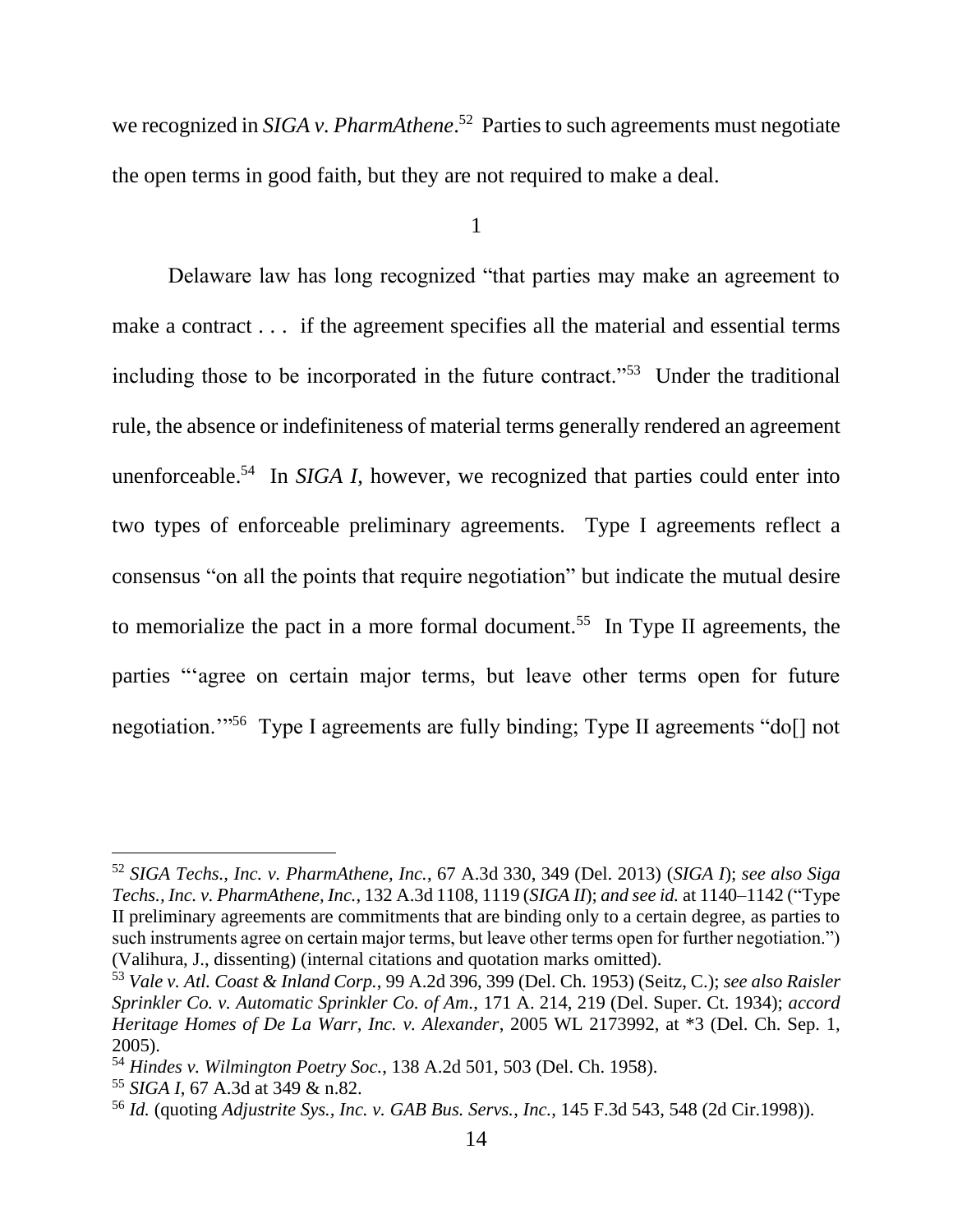we recognized in *SIGA v. PharmAthene*.[52] Parties to such agreements must negotiate the open terms in good faith, but they are not required to make a deal.

1

Delaware law has long recognized "that parties may make an agreement to make a contract . . . if the agreement specifies all the material and essential terms including those to be incorporated in the future contract."[53] Under the traditional rule, the absence or indefiniteness of material terms generally rendered an agreement unenforceable.[54] In *SIGA I*, however, we recognized that parties could enter into two types of enforceable preliminary agreements. Type I agreements reflect a consensus "on all the points that require negotiation" but indicate the mutual desire to memorialize the pact in a more formal document.[55] In Type II agreements, the parties "'agree on certain major terms, but leave other terms open for future negotiation.'"[56] Type I agreements are fully binding; Type II agreements "do[] not

---

[52] *SIGA Techs., Inc. v. PharmAthene, Inc.*, 67 A.3d 330, 349 (Del. 2013) (*SIGA I*); *see also Siga Techs., Inc. v. PharmAthene, Inc.*, 132 A.3d 1108, 1119 (*SIGA II*); *and see id.* at 1140–1142 ("Type II preliminary agreements are commitments that are binding only to a certain degree, as parties to such instruments agree on certain major terms, but leave other terms open for further negotiation.") (Valihura, J., dissenting) (internal citations and quotation marks omitted).

[53] *Vale v. Atl. Coast & Inland Corp.*, 99 A.2d 396, 399 (Del. Ch. 1953) (Seitz, C.); *see also Raisler Sprinkler Co. v. Automatic Sprinkler Co. of Am.*, 171 A. 214, 219 (Del. Super. Ct. 1934); *accord Heritage Homes of De La Warr, Inc. v. Alexander*, 2005 WL 2173992, at *3 (Del. Ch. Sep. 1, 2005).

[54] *Hindes v. Wilmington Poetry Soc.*, 138 A.2d 501, 503 (Del. Ch. 1958).

[55] *SIGA I*, 67 A.3d at 349 & n.82.

[56] *Id.* (quoting *Adjustrite Sys., Inc. v. GAB Bus. Servs., Inc.*, 145 F.3d 543, 548 (2d Cir.1998)).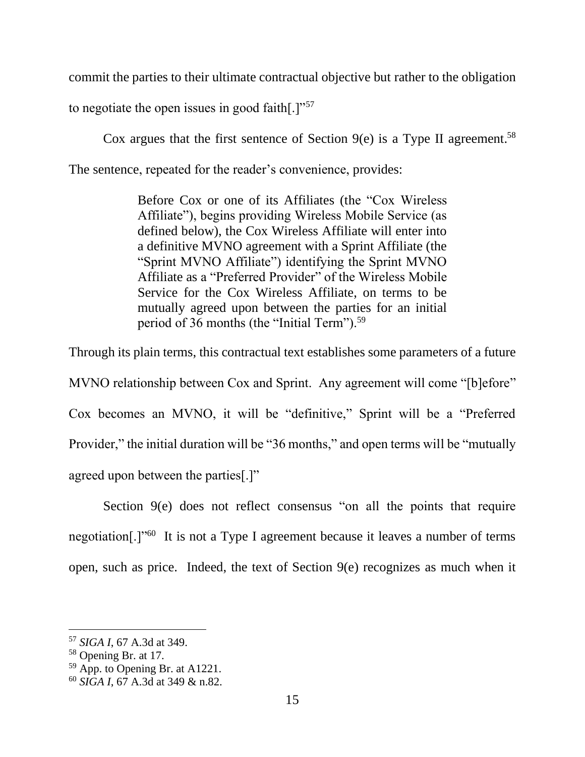commit the parties to their ultimate contractual objective but rather to the obligation to negotiate the open issues in good faith[.]"[57]

Cox argues that the first sentence of Section 9(e) is a Type II agreement.[58] The sentence, repeated for the reader's convenience, provides:

> Before Cox or one of its Affiliates (the "Cox Wireless Affiliate"), begins providing Wireless Mobile Service (as defined below), the Cox Wireless Affiliate will enter into a definitive MVNO agreement with a Sprint Affiliate (the "Sprint MVNO Affiliate") identifying the Sprint MVNO Affiliate as a "Preferred Provider" of the Wireless Mobile Service for the Cox Wireless Affiliate, on terms to be mutually agreed upon between the parties for an initial period of 36 months (the "Initial Term").[59]

Through its plain terms, this contractual text establishes some parameters of a future MVNO relationship between Cox and Sprint. Any agreement will come "[b]efore" Cox becomes an MVNO, it will be "definitive," Sprint will be a "Preferred Provider," the initial duration will be "36 months," and open terms will be "mutually agreed upon between the parties[.]"

Section 9(e) does not reflect consensus "on all the points that require negotiation[.]"[60] It is not a Type I agreement because it leaves a number of terms open, such as price. Indeed, the text of Section 9(e) recognizes as much when it

---

[57] *SIGA I*, 67 A.3d at 349.

[58] Opening Br. at 17.

[59] App. to Opening Br. at A1221.

[60] *SIGA I*, 67 A.3d at 349 & n.82.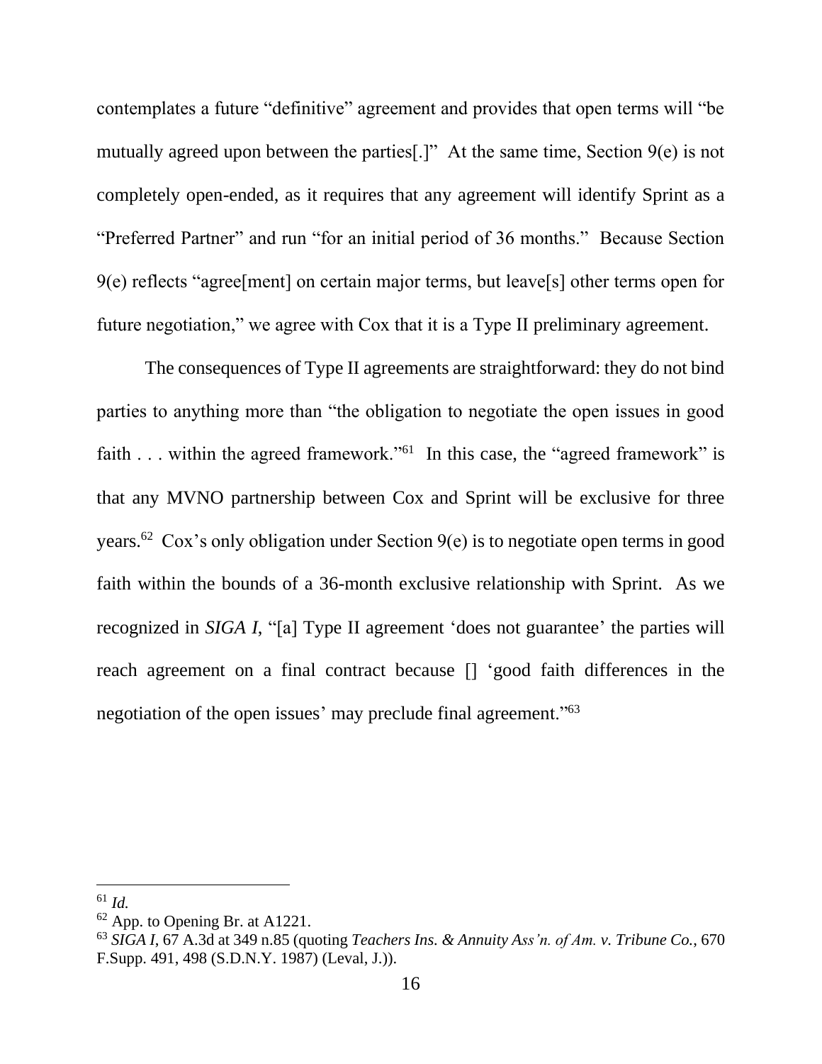contemplates a future "definitive" agreement and provides that open terms will "be mutually agreed upon between the parties[.]" At the same time, Section 9(e) is not completely open-ended, as it requires that any agreement will identify Sprint as a "Preferred Partner" and run "for an initial period of 36 months." Because Section 9(e) reflects "agree[ment] on certain major terms, but leave[s] other terms open for future negotiation," we agree with Cox that it is a Type II preliminary agreement.

The consequences of Type II agreements are straightforward: they do not bind parties to anything more than "the obligation to negotiate the open issues in good faith . . . within the agreed framework."[61] In this case, the "agreed framework" is that any MVNO partnership between Cox and Sprint will be exclusive for three years.[62] Cox's only obligation under Section 9(e) is to negotiate open terms in good faith within the bounds of a 36-month exclusive relationship with Sprint. As we recognized in *SIGA I*, "[a] Type II agreement 'does not guarantee' the parties will reach agreement on a final contract because [] 'good faith differences in the negotiation of the open issues' may preclude final agreement."[63]

---

[61] *Id.*

[62] App. to Opening Br. at A1221.

[63] *SIGA I*, 67 A.3d at 349 n.85 (quoting *Teachers Ins. & Annuity Ass'n. of Am. v. Tribune Co.*, 670 F.Supp. 491, 498 (S.D.N.Y. 1987) (Leval, J.)).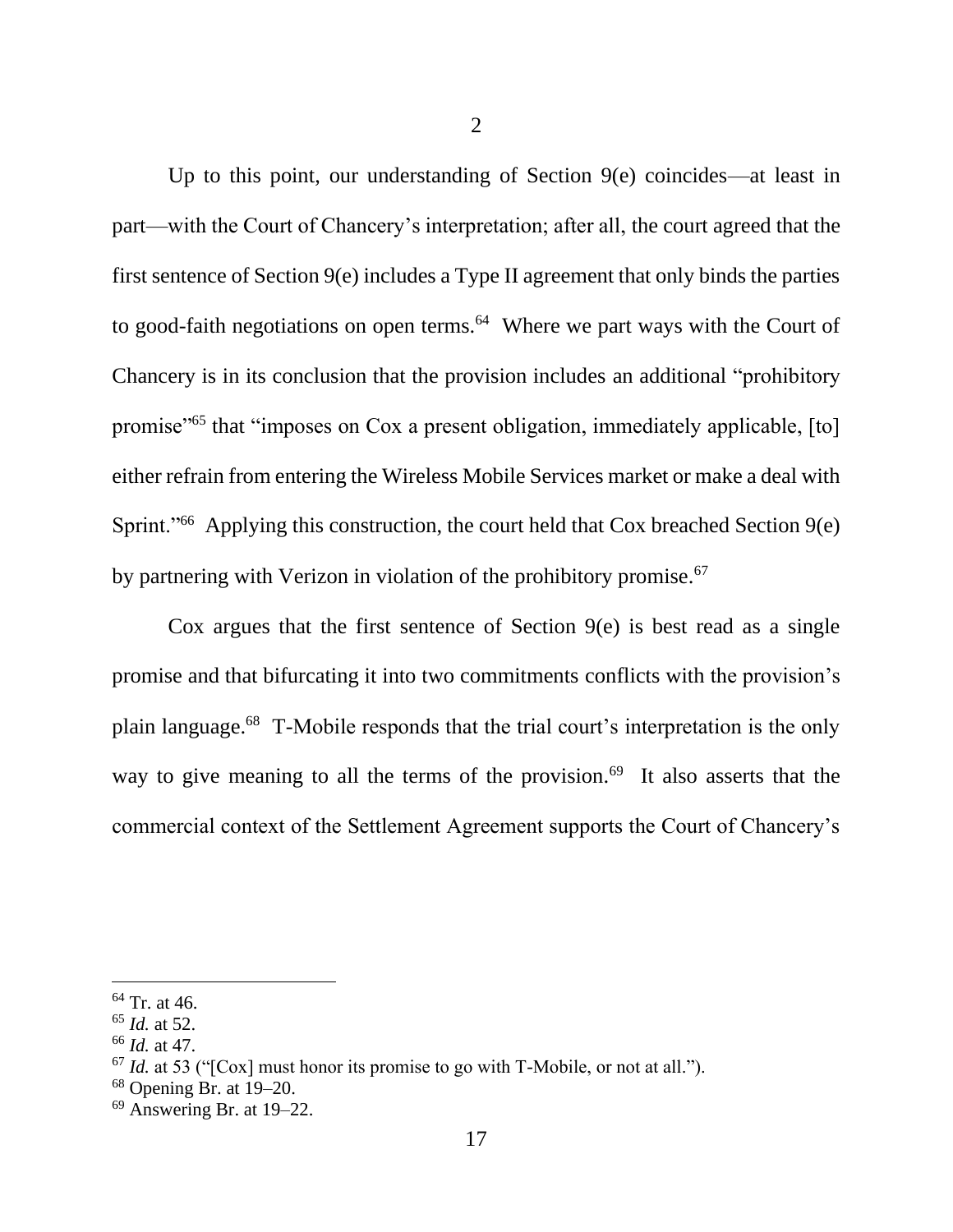2

Up to this point, our understanding of Section 9(e) coincides—at least in part—with the Court of Chancery's interpretation; after all, the court agreed that the first sentence of Section 9(e) includes a Type II agreement that only binds the parties to good-faith negotiations on open terms.[64] Where we part ways with the Court of Chancery is in its conclusion that the provision includes an additional "prohibitory promise"[65] that "imposes on Cox a present obligation, immediately applicable, [to] either refrain from entering the Wireless Mobile Services market or make a deal with Sprint."[66] Applying this construction, the court held that Cox breached Section 9(e) by partnering with Verizon in violation of the prohibitory promise.[67]

Cox argues that the first sentence of Section 9(e) is best read as a single promise and that bifurcating it into two commitments conflicts with the provision's plain language.[68] T-Mobile responds that the trial court's interpretation is the only way to give meaning to all the terms of the provision.[69] It also asserts that the commercial context of the Settlement Agreement supports the Court of Chancery's

---

[64] Tr. at 46.
[65] *Id.* at 52.
[66] *Id.* at 47.
[67] *Id.* at 53 ("[Cox] must honor its promise to go with T-Mobile, or not at all.").
[68] Opening Br. at 19–20.
[69] Answering Br. at 19–22.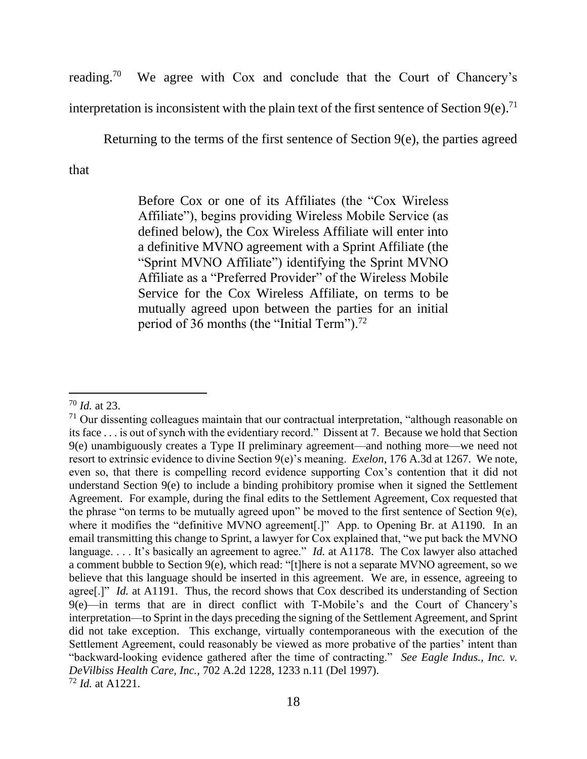reading.[70] We agree with Cox and conclude that the Court of Chancery's interpretation is inconsistent with the plain text of the first sentence of Section 9(e).[71]

Returning to the terms of the first sentence of Section 9(e), the parties agreed that

> Before Cox or one of its Affiliates (the "Cox Wireless Affiliate"), begins providing Wireless Mobile Service (as defined below), the Cox Wireless Affiliate will enter into a definitive MVNO agreement with a Sprint Affiliate (the "Sprint MVNO Affiliate") identifying the Sprint MVNO Affiliate as a "Preferred Provider" of the Wireless Mobile Service for the Cox Wireless Affiliate, on terms to be mutually agreed upon between the parties for an initial period of 36 months (the "Initial Term").[72]

---

[70] *Id.* at 23.

[71] Our dissenting colleagues maintain that our contractual interpretation, "although reasonable on its face . . . is out of synch with the evidentiary record." Dissent at 7. Because we hold that Section 9(e) unambiguously creates a Type II preliminary agreement—and nothing more—we need not resort to extrinsic evidence to divine Section 9(e)'s meaning. *Exelon*, 176 A.3d at 1267. We note, even so, that there is compelling record evidence supporting Cox's contention that it did not understand Section 9(e) to include a binding prohibitory promise when it signed the Settlement Agreement. For example, during the final edits to the Settlement Agreement, Cox requested that the phrase "on terms to be mutually agreed upon" be moved to the first sentence of Section 9(e), where it modifies the "definitive MVNO agreement[.]" App. to Opening Br. at A1190. In an email transmitting this change to Sprint, a lawyer for Cox explained that, "we put back the MVNO language. . . . It's basically an agreement to agree." *Id.* at A1178. The Cox lawyer also attached a comment bubble to Section 9(e), which read: "[t]here is not a separate MVNO agreement, so we believe that this language should be inserted in this agreement. We are, in essence, agreeing to agree[.]" *Id.* at A1191. Thus, the record shows that Cox described its understanding of Section 9(e)—in terms that are in direct conflict with T-Mobile's and the Court of Chancery's interpretation—to Sprint in the days preceding the signing of the Settlement Agreement, and Sprint did not take exception. This exchange, virtually contemporaneous with the execution of the Settlement Agreement, could reasonably be viewed as more probative of the parties' intent than "backward-looking evidence gathered after the time of contracting." *See Eagle Indus., Inc. v. DeVilbiss Health Care, Inc.*, 702 A.2d 1228, 1233 n.11 (Del 1997).

[72] *Id.* at A1221.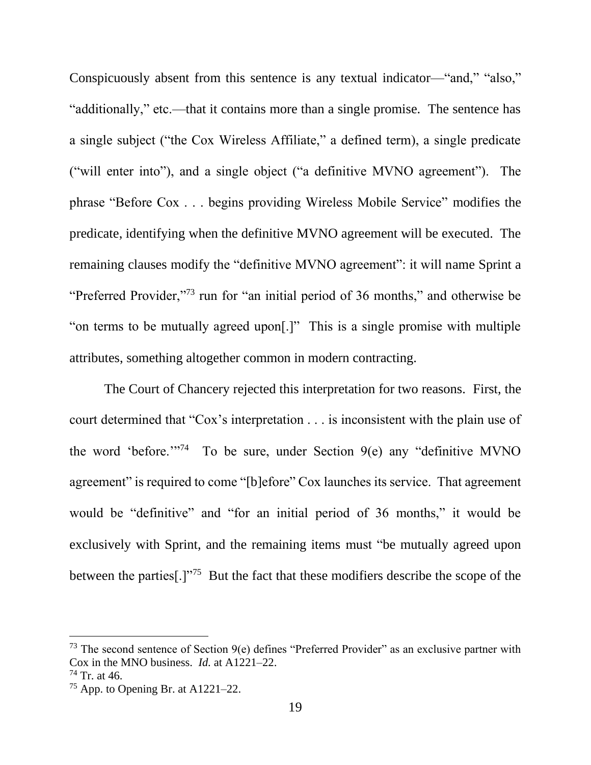Conspicuously absent from this sentence is any textual indicator—"and," "also," "additionally," etc.—that it contains more than a single promise. The sentence has a single subject ("the Cox Wireless Affiliate," a defined term), a single predicate ("will enter into"), and a single object ("a definitive MVNO agreement"). The phrase "Before Cox . . . begins providing Wireless Mobile Service" modifies the predicate, identifying when the definitive MVNO agreement will be executed. The remaining clauses modify the "definitive MVNO agreement": it will name Sprint a "Preferred Provider,"[73] run for "an initial period of 36 months," and otherwise be "on terms to be mutually agreed upon[.]" This is a single promise with multiple attributes, something altogether common in modern contracting.

The Court of Chancery rejected this interpretation for two reasons. First, the court determined that "Cox's interpretation . . . is inconsistent with the plain use of the word 'before.'"[74] To be sure, under Section 9(e) any "definitive MVNO agreement" is required to come "[b]efore" Cox launches its service. That agreement would be "definitive" and "for an initial period of 36 months," it would be exclusively with Sprint, and the remaining items must "be mutually agreed upon between the parties[.]"[75] But the fact that these modifiers describe the scope of the

---

[73] The second sentence of Section 9(e) defines "Preferred Provider" as an exclusive partner with Cox in the MNO business. *Id.* at A1221–22.

[74] Tr. at 46.

[75] App. to Opening Br. at A1221–22.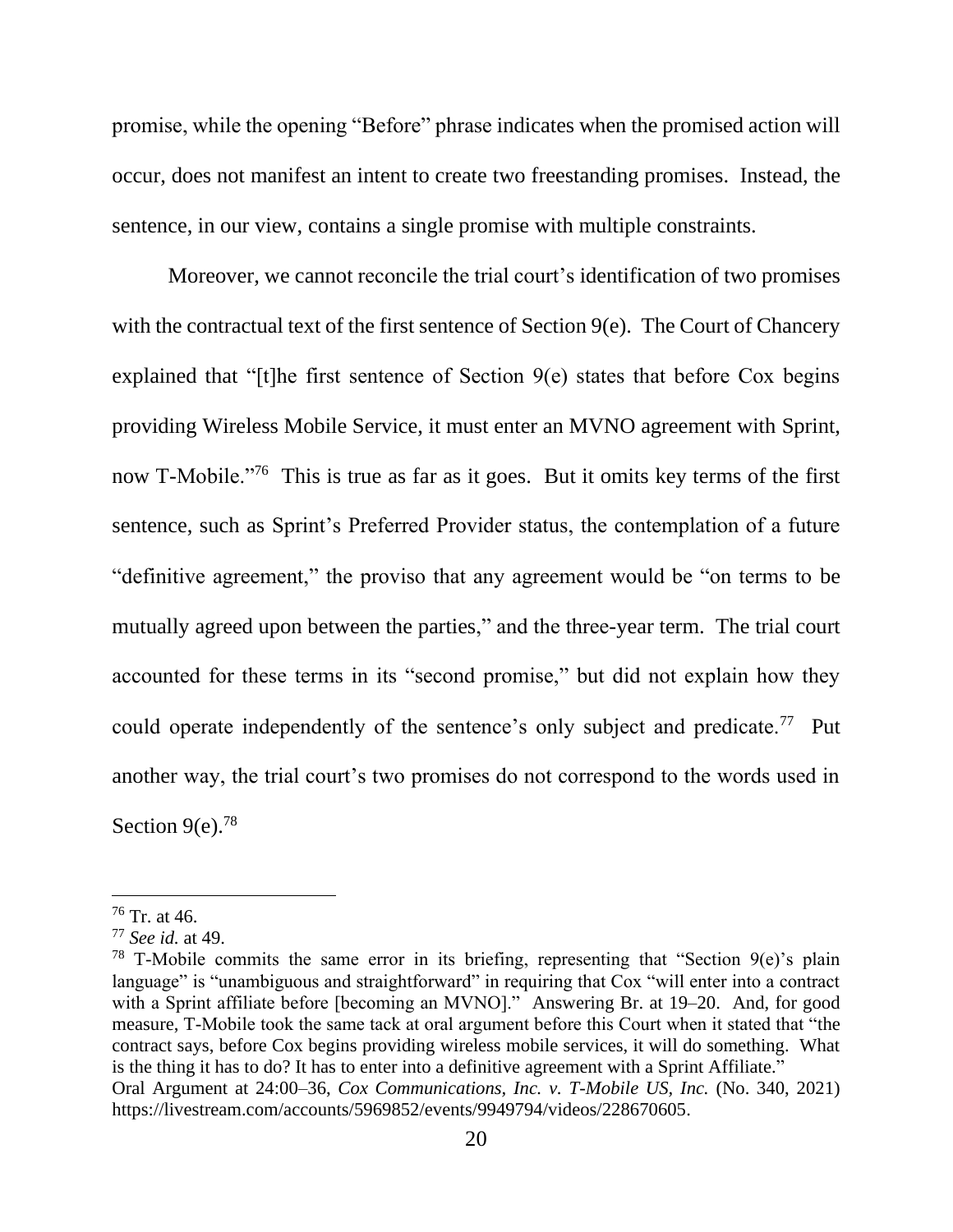promise, while the opening "Before" phrase indicates when the promised action will occur, does not manifest an intent to create two freestanding promises. Instead, the sentence, in our view, contains a single promise with multiple constraints.

Moreover, we cannot reconcile the trial court's identification of two promises with the contractual text of the first sentence of Section 9(e). The Court of Chancery explained that "[t]he first sentence of Section 9(e) states that before Cox begins providing Wireless Mobile Service, it must enter an MVNO agreement with Sprint, now T-Mobile."[76] This is true as far as it goes. But it omits key terms of the first sentence, such as Sprint's Preferred Provider status, the contemplation of a future "definitive agreement," the proviso that any agreement would be "on terms to be mutually agreed upon between the parties," and the three-year term. The trial court accounted for these terms in its "second promise," but did not explain how they could operate independently of the sentence's only subject and predicate.[77] Put another way, the trial court's two promises do not correspond to the words used in Section 9(e).[78]

---

[76] Tr. at 46.

[77] *See id.* at 49.

[78] T-Mobile commits the same error in its briefing, representing that "Section 9(e)'s plain language" is "unambiguous and straightforward" in requiring that Cox "will enter into a contract with a Sprint affiliate before [becoming an MVNO]." Answering Br. at 19–20. And, for good measure, T-Mobile took the same tack at oral argument before this Court when it stated that "the contract says, before Cox begins providing wireless mobile services, it will do something. What is the thing it has to do? It has to enter into a definitive agreement with a Sprint Affiliate." Oral Argument at 24:00–36, *Cox Communications, Inc. v. T-Mobile US, Inc.* (No. 340, 2021) https://livestream.com/accounts/5969852/events/9949794/videos/228670605.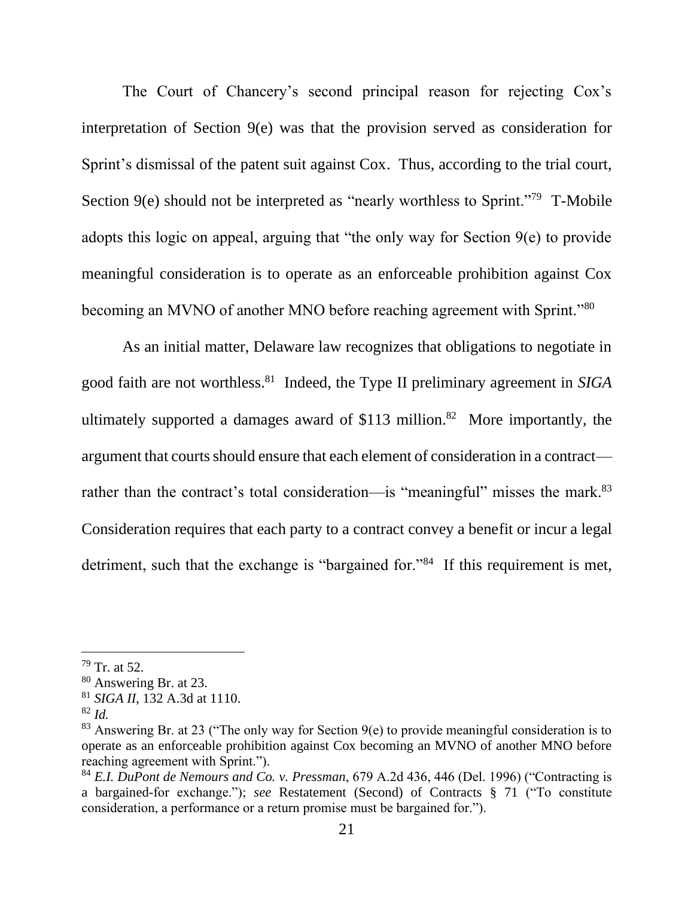The Court of Chancery's second principal reason for rejecting Cox's interpretation of Section 9(e) was that the provision served as consideration for Sprint's dismissal of the patent suit against Cox. Thus, according to the trial court, Section 9(e) should not be interpreted as "nearly worthless to Sprint."[79] T-Mobile adopts this logic on appeal, arguing that "the only way for Section 9(e) to provide meaningful consideration is to operate as an enforceable prohibition against Cox becoming an MVNO of another MNO before reaching agreement with Sprint."[80]

As an initial matter, Delaware law recognizes that obligations to negotiate in good faith are not worthless.[81] Indeed, the Type II preliminary agreement in *SIGA* ultimately supported a damages award of $113 million.[82] More importantly, the argument that courts should ensure that each element of consideration in a contract—rather than the contract's total consideration—is "meaningful" misses the mark.[83] Consideration requires that each party to a contract convey a benefit or incur a legal detriment, such that the exchange is "bargained for."[84] If this requirement is met,

---

[79] Tr. at 52.

[80] Answering Br. at 23.

[81] *SIGA II*, 132 A.3d at 1110.

[82] *Id.*

[83] Answering Br. at 23 ("The only way for Section 9(e) to provide meaningful consideration is to operate as an enforceable prohibition against Cox becoming an MVNO of another MNO before reaching agreement with Sprint.").

[84] *E.I. DuPont de Nemours and Co. v. Pressman*, 679 A.2d 436, 446 (Del. 1996) ("Contracting is a bargained-for exchange."); *see* Restatement (Second) of Contracts § 71 ("To constitute consideration, a performance or a return promise must be bargained for.").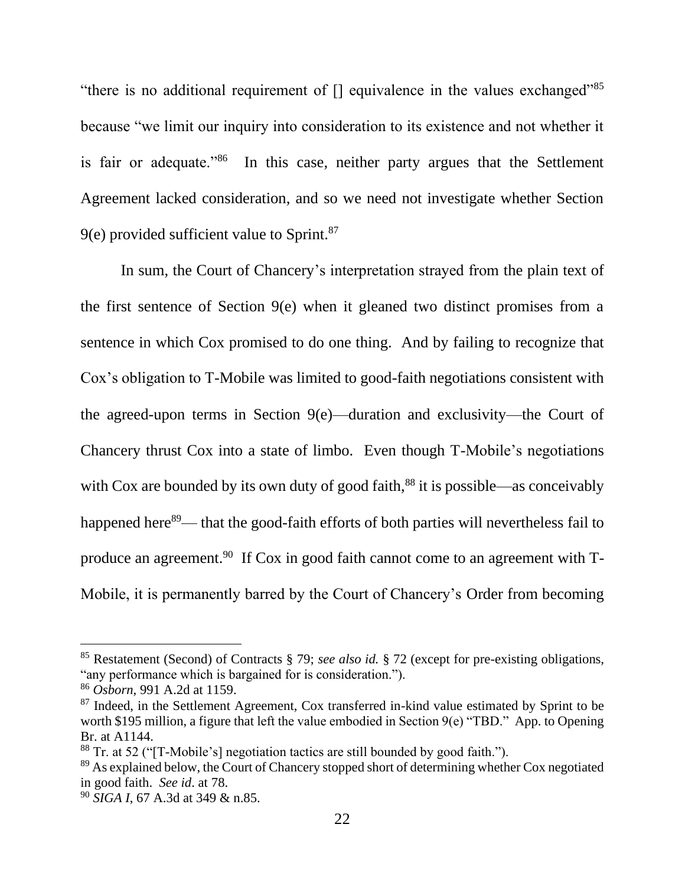"there is no additional requirement of [] equivalence in the values exchanged"[85] because "we limit our inquiry into consideration to its existence and not whether it is fair or adequate."[86] In this case, neither party argues that the Settlement Agreement lacked consideration, and so we need not investigate whether Section 9(e) provided sufficient value to Sprint.[87]

In sum, the Court of Chancery's interpretation strayed from the plain text of the first sentence of Section 9(e) when it gleaned two distinct promises from a sentence in which Cox promised to do one thing. And by failing to recognize that Cox's obligation to T-Mobile was limited to good-faith negotiations consistent with the agreed-upon terms in Section 9(e)—duration and exclusivity—the Court of Chancery thrust Cox into a state of limbo. Even though T-Mobile's negotiations with Cox are bounded by its own duty of good faith,[88] it is possible—as conceivably happened here[89]— that the good-faith efforts of both parties will nevertheless fail to produce an agreement.[90] If Cox in good faith cannot come to an agreement with T-Mobile, it is permanently barred by the Court of Chancery's Order from becoming

---

[85] Restatement (Second) of Contracts § 79; *see also id.* § 72 (except for pre-existing obligations, "any performance which is bargained for is consideration.").

[86] *Osborn*, 991 A.2d at 1159.

[87] Indeed, in the Settlement Agreement, Cox transferred in-kind value estimated by Sprint to be worth \$195 million, a figure that left the value embodied in Section 9(e) "TBD." App. to Opening Br. at A1144.

[88] Tr. at 52 ("[T-Mobile's] negotiation tactics are still bounded by good faith.").

[89] As explained below, the Court of Chancery stopped short of determining whether Cox negotiated in good faith. *See id.* at 78.

[90] *SIGA I*, 67 A.3d at 349 & n.85.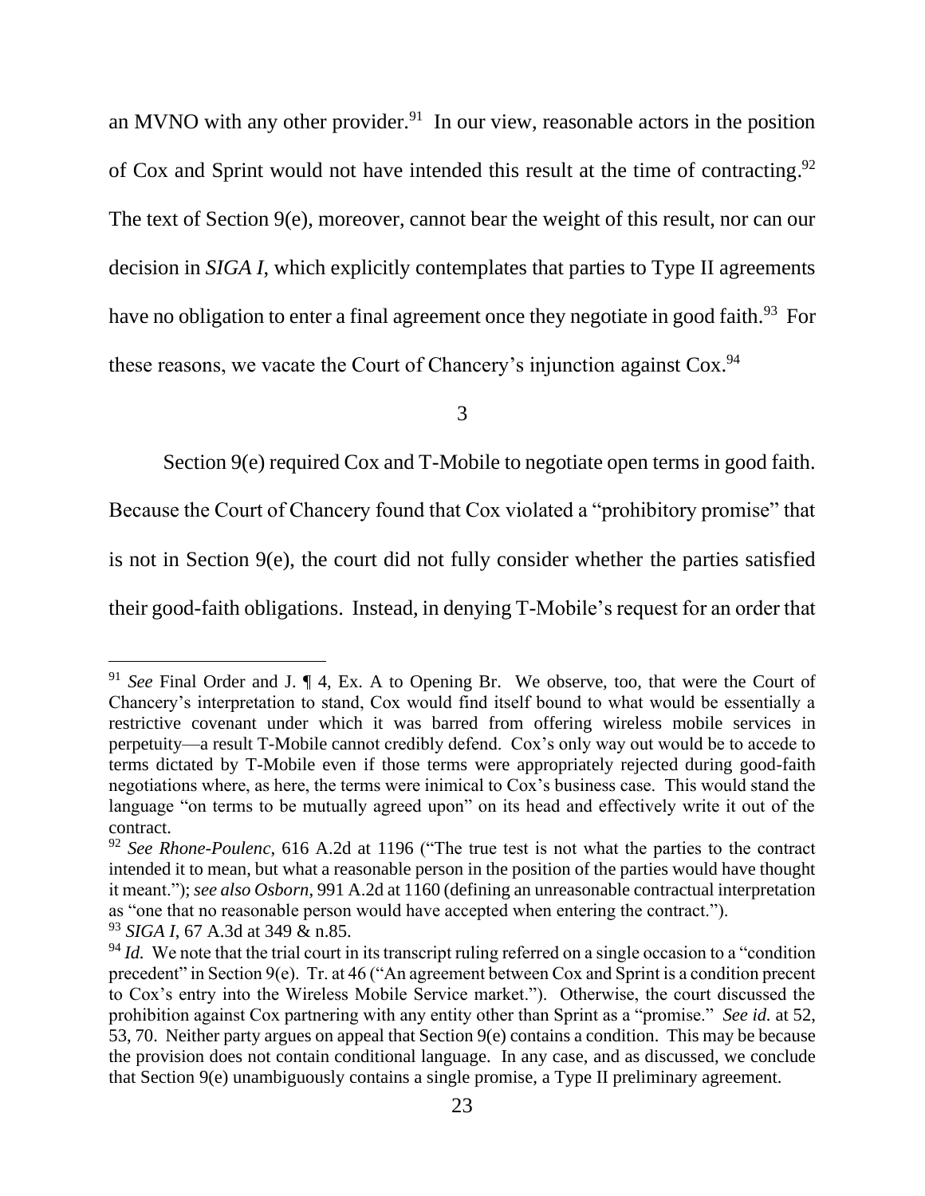an MVNO with any other provider.[91] In our view, reasonable actors in the position of Cox and Sprint would not have intended this result at the time of contracting.[92] The text of Section 9(e), moreover, cannot bear the weight of this result, nor can our decision in *SIGA I*, which explicitly contemplates that parties to Type II agreements have no obligation to enter a final agreement once they negotiate in good faith.[93] For these reasons, we vacate the Court of Chancery's injunction against Cox.[94]

3

Section 9(e) required Cox and T-Mobile to negotiate open terms in good faith. Because the Court of Chancery found that Cox violated a "prohibitory promise" that is not in Section 9(e), the court did not fully consider whether the parties satisfied their good-faith obligations. Instead, in denying T-Mobile's request for an order that

---

[91] *See* Final Order and J. ¶ 4, Ex. A to Opening Br. We observe, too, that were the Court of Chancery's interpretation to stand, Cox would find itself bound to what would be essentially a restrictive covenant under which it was barred from offering wireless mobile services in perpetuity—a result T-Mobile cannot credibly defend. Cox's only way out would be to accede to terms dictated by T-Mobile even if those terms were appropriately rejected during good-faith negotiations where, as here, the terms were inimical to Cox's business case. This would stand the language "on terms to be mutually agreed upon" on its head and effectively write it out of the contract.

[92] *See Rhone-Poulenc*, 616 A.2d at 1196 ("The true test is not what the parties to the contract intended it to mean, but what a reasonable person in the position of the parties would have thought it meant."); *see also Osborn*, 991 A.2d at 1160 (defining an unreasonable contractual interpretation as "one that no reasonable person would have accepted when entering the contract.").

[93] *SIGA I*, 67 A.3d at 349 & n.85.

[94] *Id.* We note that the trial court in its transcript ruling referred on a single occasion to a "condition precedent" in Section 9(e). Tr. at 46 ("An agreement between Cox and Sprint is a condition precent to Cox's entry into the Wireless Mobile Service market."). Otherwise, the court discussed the prohibition against Cox partnering with any entity other than Sprint as a "promise." *See id.* at 52, 53, 70. Neither party argues on appeal that Section 9(e) contains a condition. This may be because the provision does not contain conditional language. In any case, and as discussed, we conclude that Section 9(e) unambiguously contains a single promise, a Type II preliminary agreement.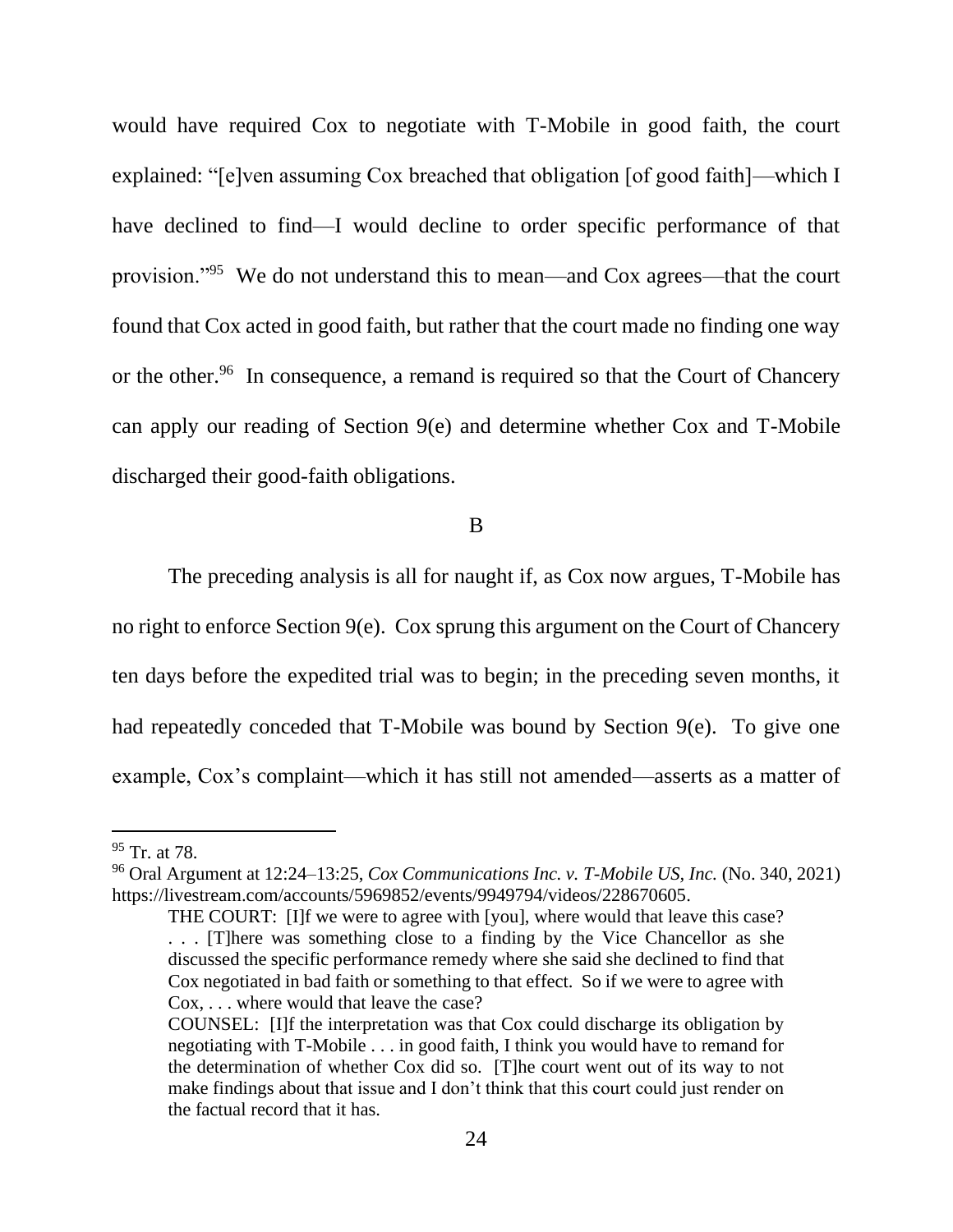would have required Cox to negotiate with T-Mobile in good faith, the court explained: "[e]ven assuming Cox breached that obligation [of good faith]—which I have declined to find—I would decline to order specific performance of that provision."[95] We do not understand this to mean—and Cox agrees—that the court found that Cox acted in good faith, but rather that the court made no finding one way or the other.[96] In consequence, a remand is required so that the Court of Chancery can apply our reading of Section 9(e) and determine whether Cox and T-Mobile discharged their good-faith obligations.

B

The preceding analysis is all for naught if, as Cox now argues, T-Mobile has no right to enforce Section 9(e). Cox sprung this argument on the Court of Chancery ten days before the expedited trial was to begin; in the preceding seven months, it had repeatedly conceded that T-Mobile was bound by Section 9(e). To give one example, Cox's complaint—which it has still not amended—asserts as a matter of

---

[95] Tr. at 78.

[96] Oral Argument at 12:24–13:25, *Cox Communications Inc. v. T-Mobile US, Inc.* (No. 340, 2021) https://livestream.com/accounts/5969852/events/9949794/videos/228670605.

> THE COURT: [I]f we were to agree with [you], where would that leave this case? . . . [T]here was something close to a finding by the Vice Chancellor as she discussed the specific performance remedy where she said she declined to find that Cox negotiated in bad faith or something to that effect. So if we were to agree with Cox, . . . where would that leave the case?
>
> COUNSEL: [I]f the interpretation was that Cox could discharge its obligation by negotiating with T-Mobile . . . in good faith, I think you would have to remand for the determination of whether Cox did so. [T]he court went out of its way to not make findings about that issue and I don't think that this court could just render on the factual record that it has.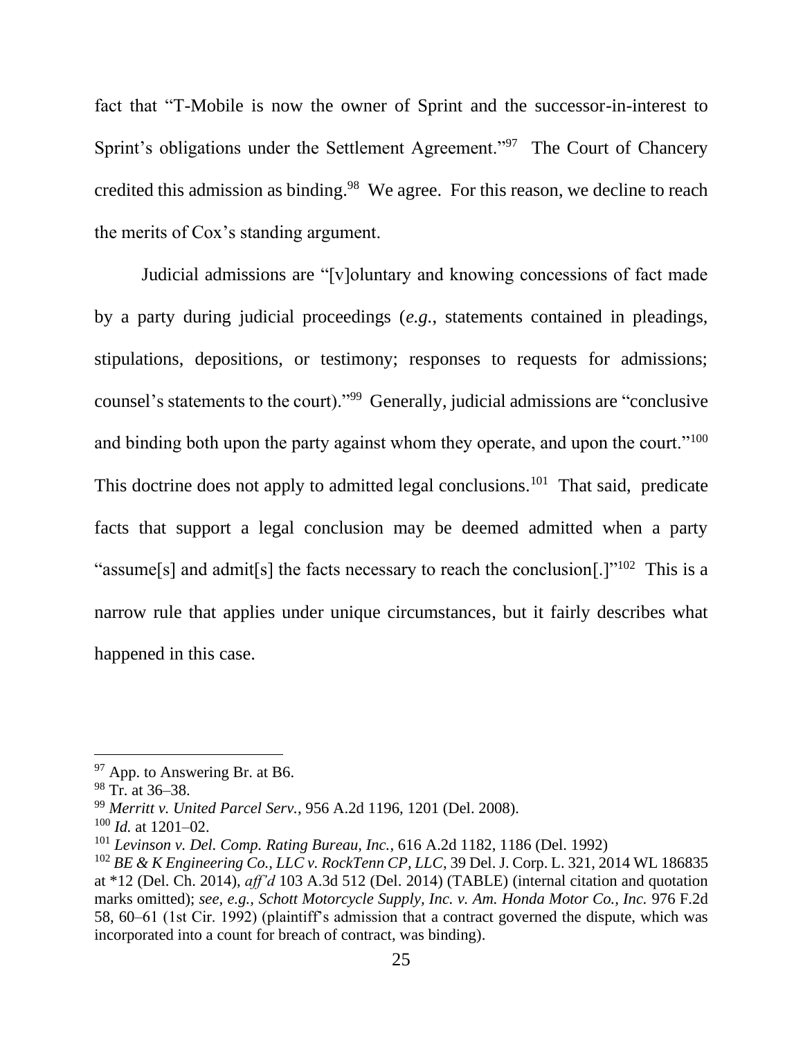fact that "T-Mobile is now the owner of Sprint and the successor-in-interest to Sprint's obligations under the Settlement Agreement."[97] The Court of Chancery credited this admission as binding.[98] We agree. For this reason, we decline to reach the merits of Cox's standing argument.

Judicial admissions are "[v]oluntary and knowing concessions of fact made by a party during judicial proceedings (*e.g.*, statements contained in pleadings, stipulations, depositions, or testimony; responses to requests for admissions; counsel's statements to the court)."[99] Generally, judicial admissions are "conclusive and binding both upon the party against whom they operate, and upon the court."[100] This doctrine does not apply to admitted legal conclusions.[101] That said, predicate facts that support a legal conclusion may be deemed admitted when a party "assume[s] and admit[s] the facts necessary to reach the conclusion[.]"[102] This is a narrow rule that applies under unique circumstances, but it fairly describes what happened in this case.

---

[97] App. to Answering Br. at B6.

[98] Tr. at 36–38.

[99] *Merritt v. United Parcel Serv.*, 956 A.2d 1196, 1201 (Del. 2008).

[100] *Id.* at 1201–02.

[101] *Levinson v. Del. Comp. Rating Bureau, Inc.*, 616 A.2d 1182, 1186 (Del. 1992)

[102] *BE & K Engineering Co., LLC v. RockTenn CP, LLC*, 39 Del. J. Corp. L. 321, 2014 WL 186835 at *12 (Del. Ch. 2014), *aff'd* 103 A.3d 512 (Del. 2014) (TABLE) (internal citation and quotation marks omitted); *see, e.g., Schott Motorcycle Supply, Inc. v. Am. Honda Motor Co., Inc.* 976 F.2d 58, 60–61 (1st Cir. 1992) (plaintiff's admission that a contract governed the dispute, which was incorporated into a count for breach of contract, was binding).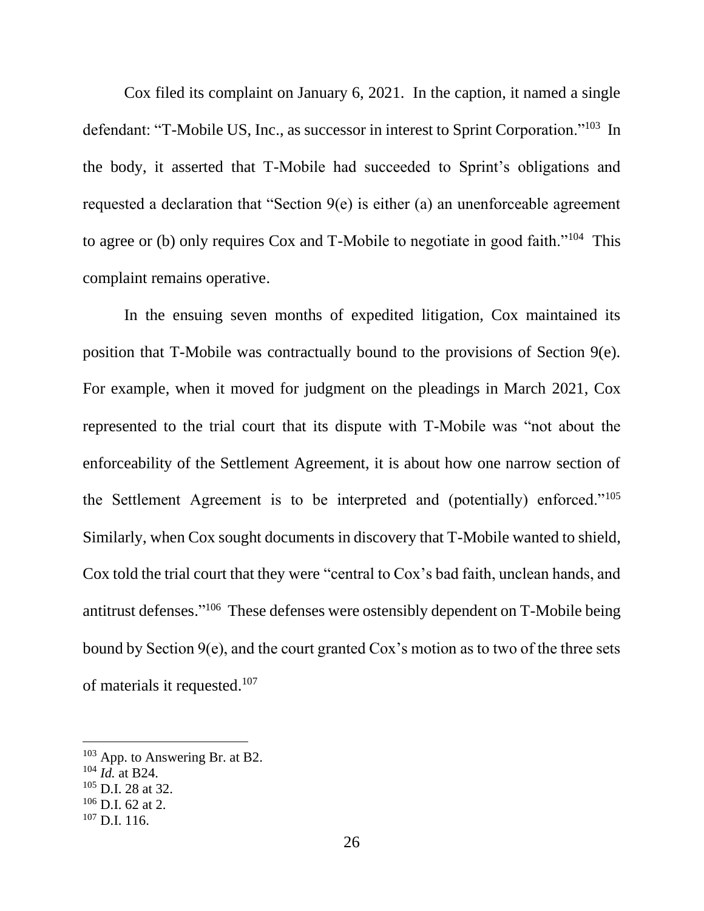Cox filed its complaint on January 6, 2021. In the caption, it named a single defendant: "T-Mobile US, Inc., as successor in interest to Sprint Corporation."[103] In the body, it asserted that T-Mobile had succeeded to Sprint's obligations and requested a declaration that "Section 9(e) is either (a) an unenforceable agreement to agree or (b) only requires Cox and T-Mobile to negotiate in good faith."[104] This complaint remains operative.

In the ensuing seven months of expedited litigation, Cox maintained its position that T-Mobile was contractually bound to the provisions of Section 9(e). For example, when it moved for judgment on the pleadings in March 2021, Cox represented to the trial court that its dispute with T-Mobile was "not about the enforceability of the Settlement Agreement, it is about how one narrow section of the Settlement Agreement is to be interpreted and (potentially) enforced."[105] Similarly, when Cox sought documents in discovery that T-Mobile wanted to shield, Cox told the trial court that they were "central to Cox's bad faith, unclean hands, and antitrust defenses."[106] These defenses were ostensibly dependent on T-Mobile being bound by Section 9(e), and the court granted Cox's motion as to two of the three sets of materials it requested.[107]

---

[103] App. to Answering Br. at B2.

[104] *Id.* at B24.

[105] D.I. 28 at 32.

[106] D.I. 62 at 2.

[107] D.I. 116.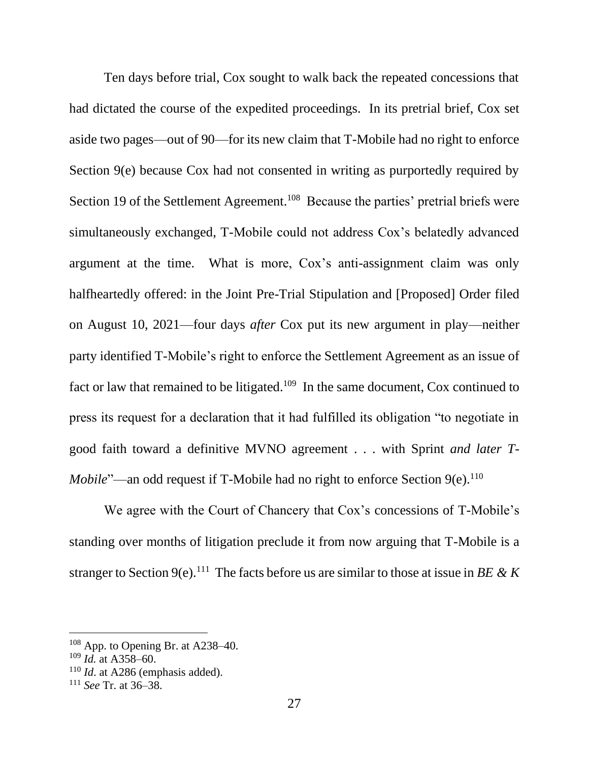Ten days before trial, Cox sought to walk back the repeated concessions that had dictated the course of the expedited proceedings. In its pretrial brief, Cox set aside two pages—out of 90—for its new claim that T-Mobile had no right to enforce Section 9(e) because Cox had not consented in writing as purportedly required by Section 19 of the Settlement Agreement.[108] Because the parties' pretrial briefs were simultaneously exchanged, T-Mobile could not address Cox's belatedly advanced argument at the time. What is more, Cox's anti-assignment claim was only halfheartedly offered: in the Joint Pre-Trial Stipulation and [Proposed] Order filed on August 10, 2021—four days *after* Cox put its new argument in play—neither party identified T-Mobile's right to enforce the Settlement Agreement as an issue of fact or law that remained to be litigated.[109] In the same document, Cox continued to press its request for a declaration that it had fulfilled its obligation "to negotiate in good faith toward a definitive MVNO agreement . . . with Sprint *and later T-Mobile*"—an odd request if T-Mobile had no right to enforce Section 9(e).[110]

We agree with the Court of Chancery that Cox's concessions of T-Mobile's standing over months of litigation preclude it from now arguing that T-Mobile is a stranger to Section 9(e).[111] The facts before us are similar to those at issue in *BE & K*

---

[108] App. to Opening Br. at A238–40.

[109] *Id.* at A358–60.

[110] *Id.* at A286 (emphasis added).

[111] *See* Tr. at 36–38.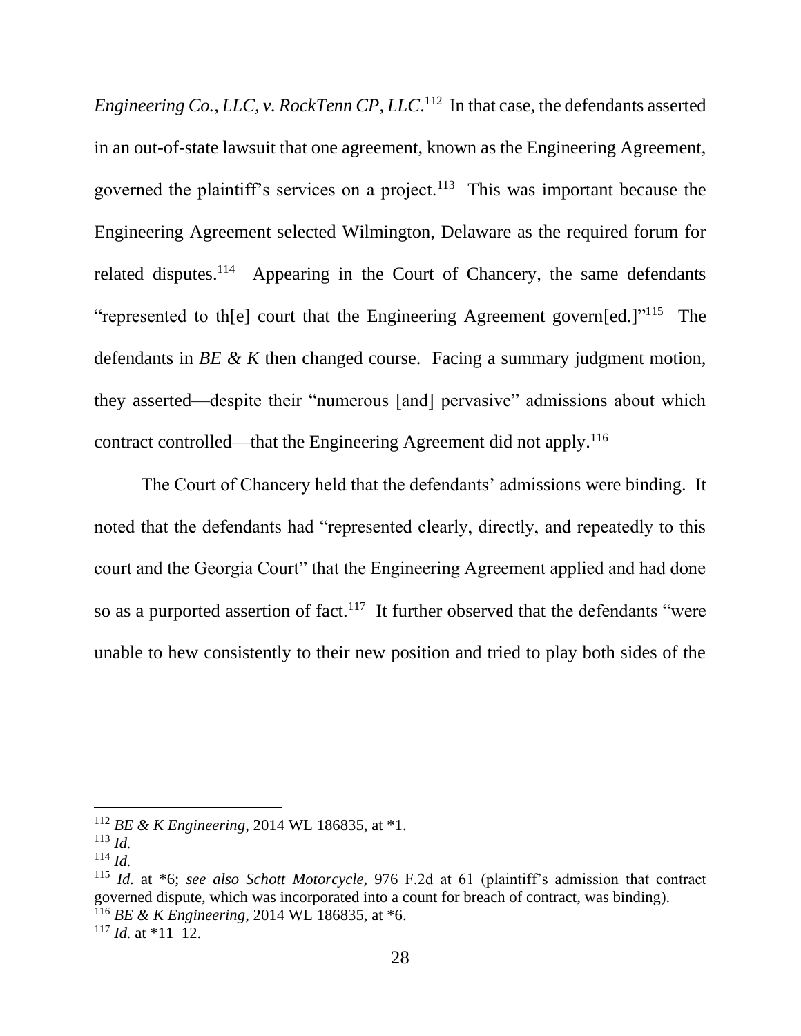*Engineering Co., LLC, v. RockTenn CP, LLC*.[112] In that case, the defendants asserted in an out-of-state lawsuit that one agreement, known as the Engineering Agreement, governed the plaintiff's services on a project.[113] This was important because the Engineering Agreement selected Wilmington, Delaware as the required forum for related disputes.[114] Appearing in the Court of Chancery, the same defendants "represented to th[e] court that the Engineering Agreement govern[ed.]"[115] The defendants in *BE & K* then changed course. Facing a summary judgment motion, they asserted—despite their "numerous [and] pervasive" admissions about which contract controlled—that the Engineering Agreement did not apply.[116]

The Court of Chancery held that the defendants' admissions were binding. It noted that the defendants had "represented clearly, directly, and repeatedly to this court and the Georgia Court" that the Engineering Agreement applied and had done so as a purported assertion of fact.[117] It further observed that the defendants "were unable to hew consistently to their new position and tried to play both sides of the

---

[112] *BE & K Engineering*, 2014 WL 186835, at *1.

[113] *Id.*

[114] *Id.*

[115] *Id.* at *6; *see also Schott Motorcycle*, 976 F.2d at 61 (plaintiff's admission that contract governed dispute, which was incorporated into a count for breach of contract, was binding).

[116] *BE & K Engineering*, 2014 WL 186835, at *6.

[117] *Id.* at *11–12.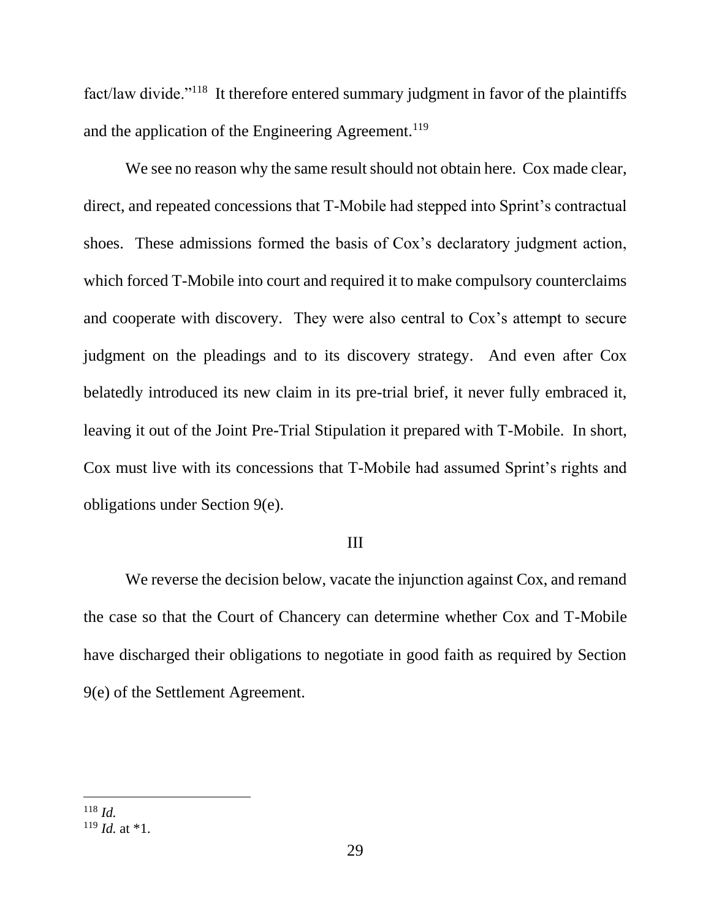fact/law divide."[118] It therefore entered summary judgment in favor of the plaintiffs and the application of the Engineering Agreement.[119]

We see no reason why the same result should not obtain here. Cox made clear, direct, and repeated concessions that T-Mobile had stepped into Sprint's contractual shoes. These admissions formed the basis of Cox's declaratory judgment action, which forced T-Mobile into court and required it to make compulsory counterclaims and cooperate with discovery. They were also central to Cox's attempt to secure judgment on the pleadings and to its discovery strategy. And even after Cox belatedly introduced its new claim in its pre-trial brief, it never fully embraced it, leaving it out of the Joint Pre-Trial Stipulation it prepared with T-Mobile. In short, Cox must live with its concessions that T-Mobile had assumed Sprint's rights and obligations under Section 9(e).

## III

We reverse the decision below, vacate the injunction against Cox, and remand the case so that the Court of Chancery can determine whether Cox and T-Mobile have discharged their obligations to negotiate in good faith as required by Section 9(e) of the Settlement Agreement.

---

[118] *Id.*
[119] *Id.* at *1.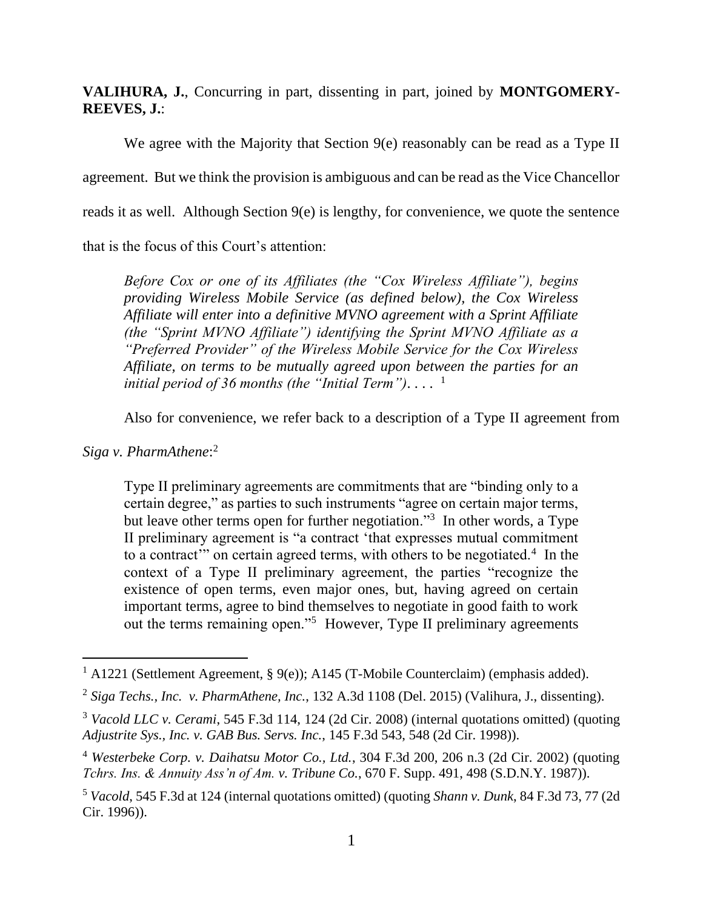**VALIHURA, J.**, Concurring in part, dissenting in part, joined by **MONTGOMERY-REEVES, J.**:

We agree with the Majority that Section 9(e) reasonably can be read as a Type II agreement. But we think the provision is ambiguous and can be read as the Vice Chancellor reads it as well. Although Section 9(e) is lengthy, for convenience, we quote the sentence that is the focus of this Court's attention:

> *Before Cox or one of its Affiliates (the "Cox Wireless Affiliate"), begins providing Wireless Mobile Service (as defined below), the Cox Wireless Affiliate will enter into a definitive MVNO agreement with a Sprint Affiliate (the "Sprint MVNO Affiliate") identifying the Sprint MVNO Affiliate as a "Preferred Provider" of the Wireless Mobile Service for the Cox Wireless Affiliate, on terms to be mutually agreed upon between the parties for an initial period of 36 months (the "Initial Term")*. . . . [1]

Also for convenience, we refer back to a description of a Type II agreement from *Siga v. PharmAthene*:[2]

> Type II preliminary agreements are commitments that are "binding only to a certain degree," as parties to such instruments "agree on certain major terms, but leave other terms open for further negotiation."[3] In other words, a Type II preliminary agreement is "a contract 'that expresses mutual commitment to a contract'" on certain agreed terms, with others to be negotiated.[4] In the context of a Type II preliminary agreement, the parties "recognize the existence of open terms, even major ones, but, having agreed on certain important terms, agree to bind themselves to negotiate in good faith to work out the terms remaining open."[5] However, Type II preliminary agreements

---

[1] A1221 (Settlement Agreement, § 9(e)); A145 (T-Mobile Counterclaim) (emphasis added).

[2] *Siga Techs., Inc. v. PharmAthene, Inc.*, 132 A.3d 1108 (Del. 2015) (Valihura, J., dissenting).

[3] *Vacold LLC v. Cerami*, 545 F.3d 114, 124 (2d Cir. 2008) (internal quotations omitted) (quoting *Adjustrite Sys., Inc. v. GAB Bus. Servs. Inc.*, 145 F.3d 543, 548 (2d Cir. 1998)).

[4] *Westerbeke Corp. v. Daihatsu Motor Co., Ltd.*, 304 F.3d 200, 206 n.3 (2d Cir. 2002) (quoting *Tchrs. Ins. & Annuity Ass'n of Am. v. Tribune Co.*, 670 F. Supp. 491, 498 (S.D.N.Y. 1987)).

[5] *Vacold*, 545 F.3d at 124 (internal quotations omitted) (quoting *Shann v. Dunk*, 84 F.3d 73, 77 (2d Cir. 1996)).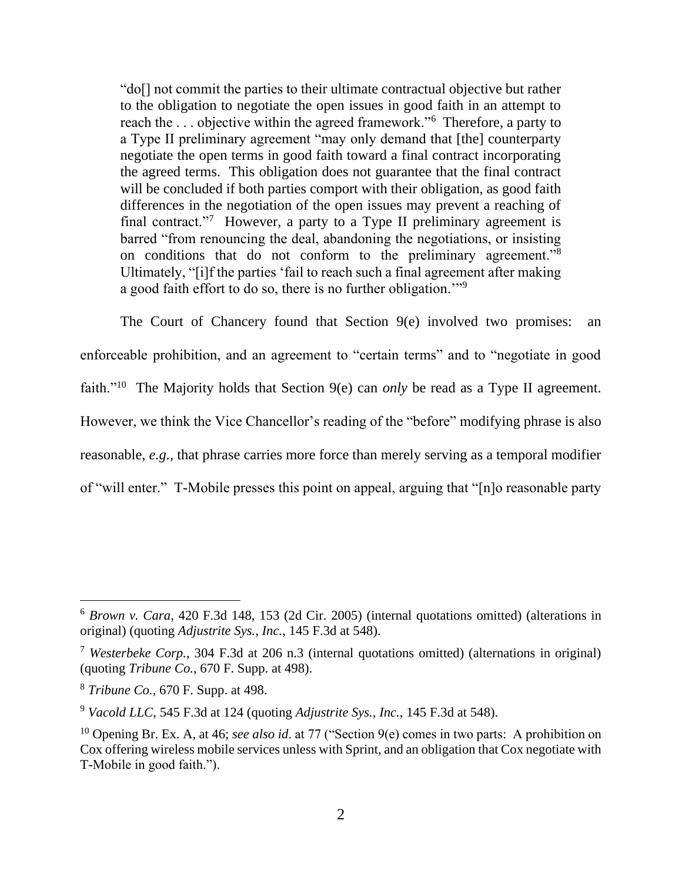"do[] not commit the parties to their ultimate contractual objective but rather to the obligation to negotiate the open issues in good faith in an attempt to reach the . . . objective within the agreed framework."[6] Therefore, a party to a Type II preliminary agreement "may only demand that [the] counterparty negotiate the open terms in good faith toward a final contract incorporating the agreed terms. This obligation does not guarantee that the final contract will be concluded if both parties comport with their obligation, as good faith differences in the negotiation of the open issues may prevent a reaching of final contract."[7] However, a party to a Type II preliminary agreement is barred "from renouncing the deal, abandoning the negotiations, or insisting on conditions that do not conform to the preliminary agreement."[8] Ultimately, "[i]f the parties 'fail to reach such a final agreement after making a good faith effort to do so, there is no further obligation.'"[9]

The Court of Chancery found that Section 9(e) involved two promises: an enforceable prohibition, and an agreement to "certain terms" and to "negotiate in good faith."[10] The Majority holds that Section 9(e) can *only* be read as a Type II agreement. However, we think the Vice Chancellor's reading of the "before" modifying phrase is also reasonable, *e.g.*, that phrase carries more force than merely serving as a temporal modifier of "will enter." T-Mobile presses this point on appeal, arguing that "[n]o reasonable party

---

[6] *Brown v. Cara*, 420 F.3d 148, 153 (2d Cir. 2005) (internal quotations omitted) (alterations in original) (quoting *Adjustrite Sys., Inc.*, 145 F.3d at 548).

[7] *Westerbeke Corp.*, 304 F.3d at 206 n.3 (internal quotations omitted) (alternations in original) (quoting *Tribune Co.*, 670 F. Supp. at 498).

[8] *Tribune Co.*, 670 F. Supp. at 498.

[9] *Vacold LLC*, 545 F.3d at 124 (quoting *Adjustrite Sys., Inc.*, 145 F.3d at 548).

[10] Opening Br. Ex. A, at 46; *see also id*. at 77 ("Section 9(e) comes in two parts: A prohibition on Cox offering wireless mobile services unless with Sprint, and an obligation that Cox negotiate with T-Mobile in good faith.").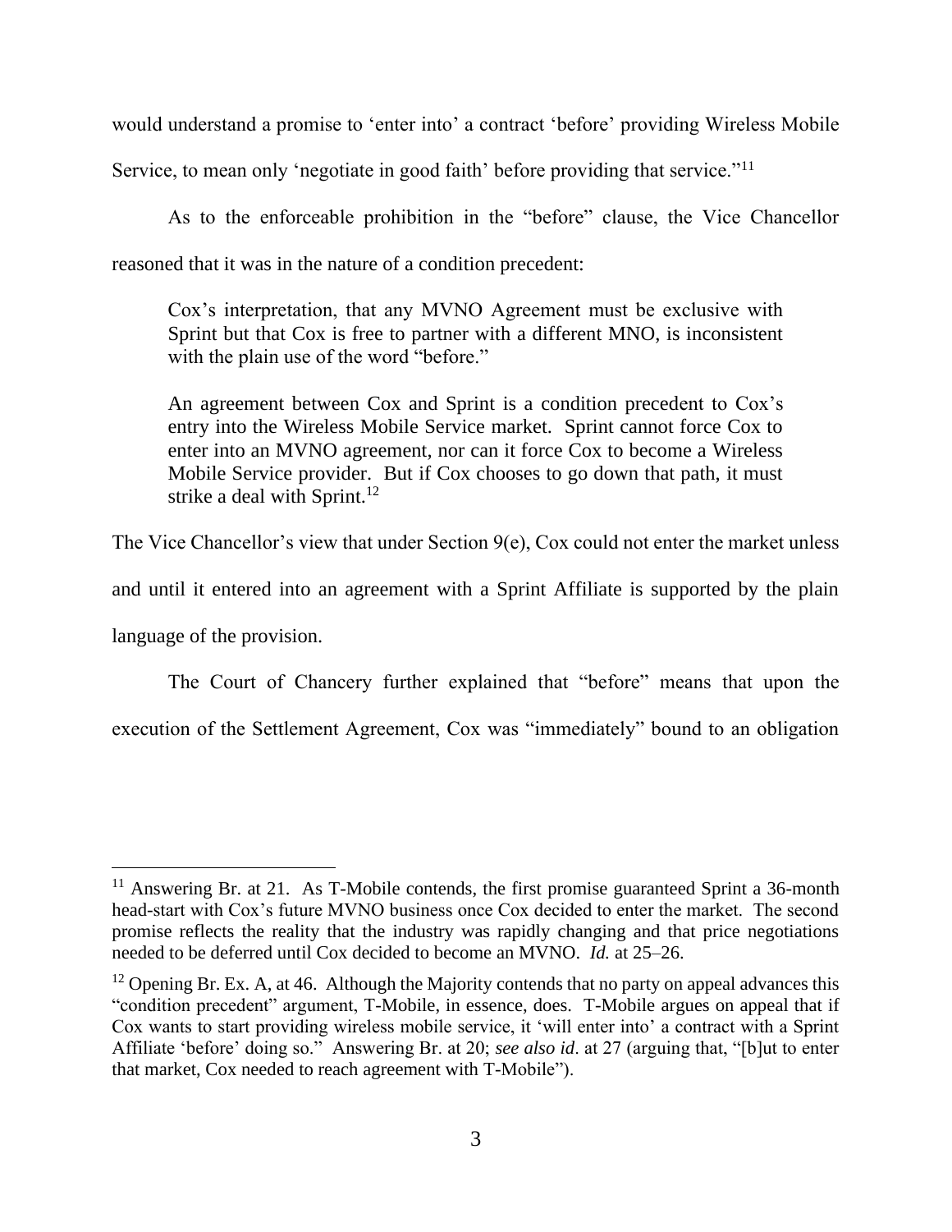would understand a promise to 'enter into' a contract 'before' providing Wireless Mobile Service, to mean only 'negotiate in good faith' before providing that service."[11]

As to the enforceable prohibition in the "before" clause, the Vice Chancellor reasoned that it was in the nature of a condition precedent:

> Cox's interpretation, that any MVNO Agreement must be exclusive with Sprint but that Cox is free to partner with a different MNO, is inconsistent with the plain use of the word "before."
>
> An agreement between Cox and Sprint is a condition precedent to Cox's entry into the Wireless Mobile Service market. Sprint cannot force Cox to enter into an MVNO agreement, nor can it force Cox to become a Wireless Mobile Service provider. But if Cox chooses to go down that path, it must strike a deal with Sprint.[12]

The Vice Chancellor's view that under Section 9(e), Cox could not enter the market unless and until it entered into an agreement with a Sprint Affiliate is supported by the plain language of the provision.

The Court of Chancery further explained that "before" means that upon the execution of the Settlement Agreement, Cox was "immediately" bound to an obligation

---

[11] Answering Br. at 21. As T-Mobile contends, the first promise guaranteed Sprint a 36-month head-start with Cox's future MVNO business once Cox decided to enter the market. The second promise reflects the reality that the industry was rapidly changing and that price negotiations needed to be deferred until Cox decided to become an MVNO. *Id.* at 25–26.

[12] Opening Br. Ex. A, at 46. Although the Majority contends that no party on appeal advances this "condition precedent" argument, T-Mobile, in essence, does. T-Mobile argues on appeal that if Cox wants to start providing wireless mobile service, it 'will enter into' a contract with a Sprint Affiliate 'before' doing so." Answering Br. at 20; *see also id*. at 27 (arguing that, "[b]ut to enter that market, Cox needed to reach agreement with T-Mobile").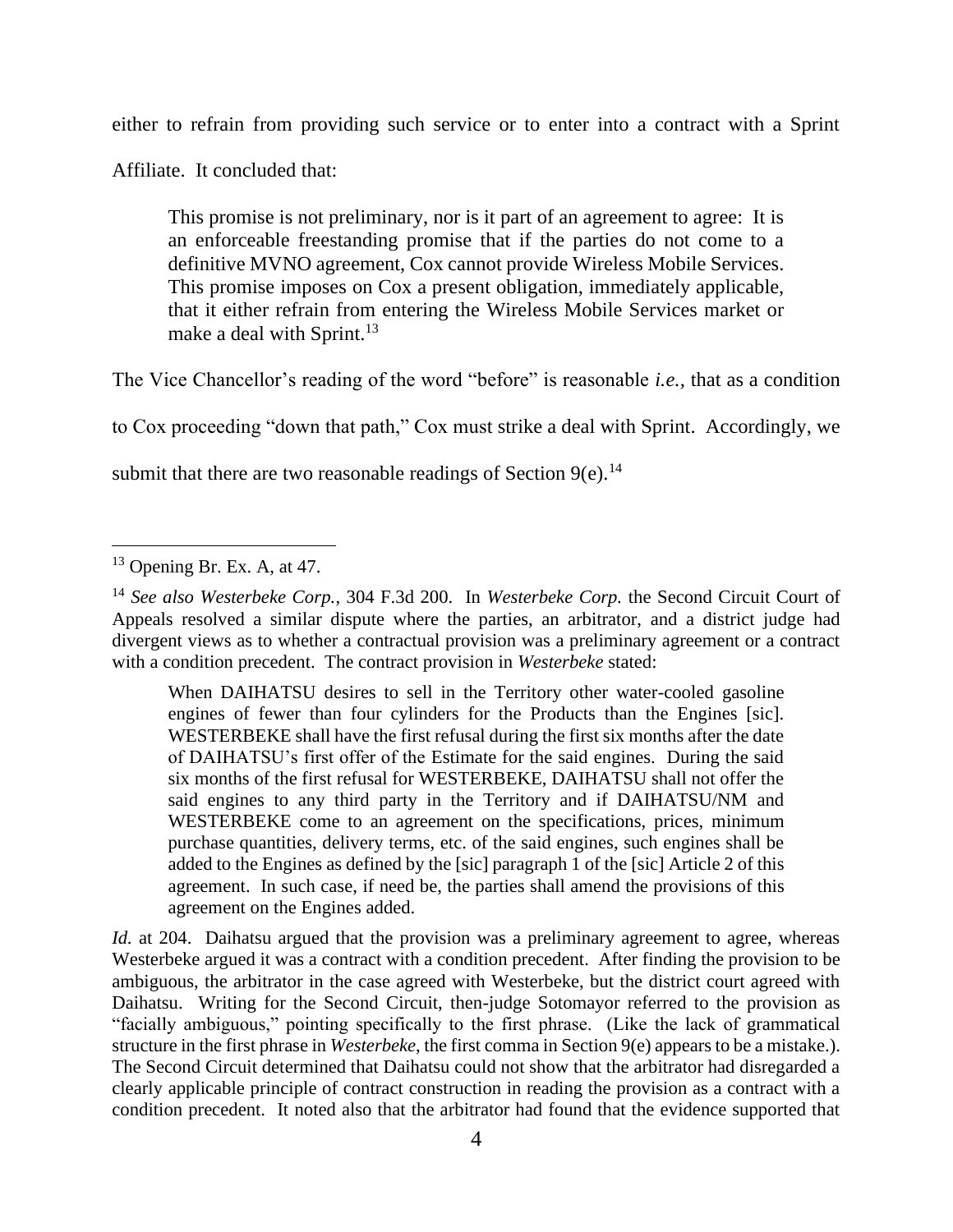either to refrain from providing such service or to enter into a contract with a Sprint Affiliate. It concluded that:

> This promise is not preliminary, nor is it part of an agreement to agree: It is an enforceable freestanding promise that if the parties do not come to a definitive MVNO agreement, Cox cannot provide Wireless Mobile Services. This promise imposes on Cox a present obligation, immediately applicable, that it either refrain from entering the Wireless Mobile Services market or make a deal with Sprint.[13]

The Vice Chancellor's reading of the word "before" is reasonable *i.e.*, that as a condition to Cox proceeding "down that path," Cox must strike a deal with Sprint. Accordingly, we submit that there are two reasonable readings of Section 9(e).[14]

---

[13] Opening Br. Ex. A, at 47.

[14] *See also Westerbeke Corp.*, 304 F.3d 200. In *Westerbeke Corp.* the Second Circuit Court of Appeals resolved a similar dispute where the parties, an arbitrator, and a district judge had divergent views as to whether a contractual provision was a preliminary agreement or a contract with a condition precedent. The contract provision in *Westerbeke* stated:

> When DAIHATSU desires to sell in the Territory other water-cooled gasoline engines of fewer than four cylinders for the Products than the Engines [sic]. WESTERBEKE shall have the first refusal during the first six months after the date of DAIHATSU's first offer of the Estimate for the said engines. During the said six months of the first refusal for WESTERBEKE, DAIHATSU shall not offer the said engines to any third party in the Territory and if DAIHATSU/NM and WESTERBEKE come to an agreement on the specifications, prices, minimum purchase quantities, delivery terms, etc. of the said engines, such engines shall be added to the Engines as defined by the [sic] paragraph 1 of the [sic] Article 2 of this agreement. In such case, if need be, the parties shall amend the provisions of this agreement on the Engines added.

*Id.* at 204. Daihatsu argued that the provision was a preliminary agreement to agree, whereas Westerbeke argued it was a contract with a condition precedent. After finding the provision to be ambiguous, the arbitrator in the case agreed with Westerbeke, but the district court agreed with Daihatsu. Writing for the Second Circuit, then-judge Sotomayor referred to the provision as "facially ambiguous," pointing specifically to the first phrase. (Like the lack of grammatical structure in the first phrase in *Westerbeke*, the first comma in Section 9(e) appears to be a mistake.). The Second Circuit determined that Daihatsu could not show that the arbitrator had disregarded a clearly applicable principle of contract construction in reading the provision as a contract with a condition precedent. It noted also that the arbitrator had found that the evidence supported that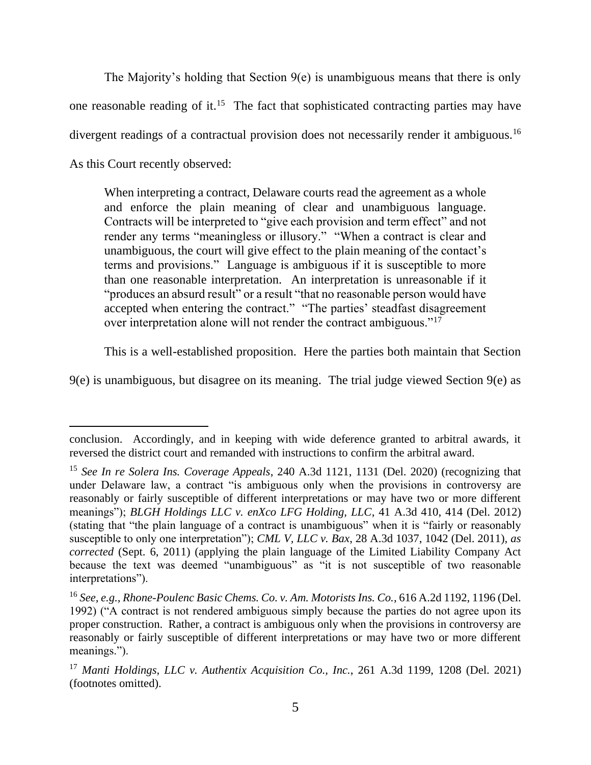The Majority's holding that Section 9(e) is unambiguous means that there is only one reasonable reading of it.[15] The fact that sophisticated contracting parties may have divergent readings of a contractual provision does not necessarily render it ambiguous.[16] As this Court recently observed:

> When interpreting a contract, Delaware courts read the agreement as a whole and enforce the plain meaning of clear and unambiguous language. Contracts will be interpreted to "give each provision and term effect" and not render any terms "meaningless or illusory." "When a contract is clear and unambiguous, the court will give effect to the plain meaning of the contact's terms and provisions." Language is ambiguous if it is susceptible to more than one reasonable interpretation. An interpretation is unreasonable if it "produces an absurd result" or a result "that no reasonable person would have accepted when entering the contract." "The parties' steadfast disagreement over interpretation alone will not render the contract ambiguous."[17]

This is a well-established proposition. Here the parties both maintain that Section 9(e) is unambiguous, but disagree on its meaning. The trial judge viewed Section 9(e) as

---

conclusion. Accordingly, and in keeping with wide deference granted to arbitral awards, it reversed the district court and remanded with instructions to confirm the arbitral award.

[15] *See In re Solera Ins. Coverage Appeals*, 240 A.3d 1121, 1131 (Del. 2020) (recognizing that under Delaware law, a contract "is ambiguous only when the provisions in controversy are reasonably or fairly susceptible of different interpretations or may have two or more different meanings"); *BLGH Holdings LLC v. enXco LFG Holding, LLC*, 41 A.3d 410, 414 (Del. 2012) (stating that "the plain language of a contract is unambiguous" when it is "fairly or reasonably susceptible to only one interpretation"); *CML V, LLC v. Bax*, 28 A.3d 1037, 1042 (Del. 2011), *as corrected* (Sept. 6, 2011) (applying the plain language of the Limited Liability Company Act because the text was deemed "unambiguous" as "it is not susceptible of two reasonable interpretations").

[16] *See, e.g., Rhone-Poulenc Basic Chems. Co. v. Am. Motorists Ins. Co.*, 616 A.2d 1192, 1196 (Del. 1992) ("A contract is not rendered ambiguous simply because the parties do not agree upon its proper construction. Rather, a contract is ambiguous only when the provisions in controversy are reasonably or fairly susceptible of different interpretations or may have two or more different meanings.").

[17] *Manti Holdings, LLC v. Authentix Acquisition Co., Inc.*, 261 A.3d 1199, 1208 (Del. 2021) (footnotes omitted).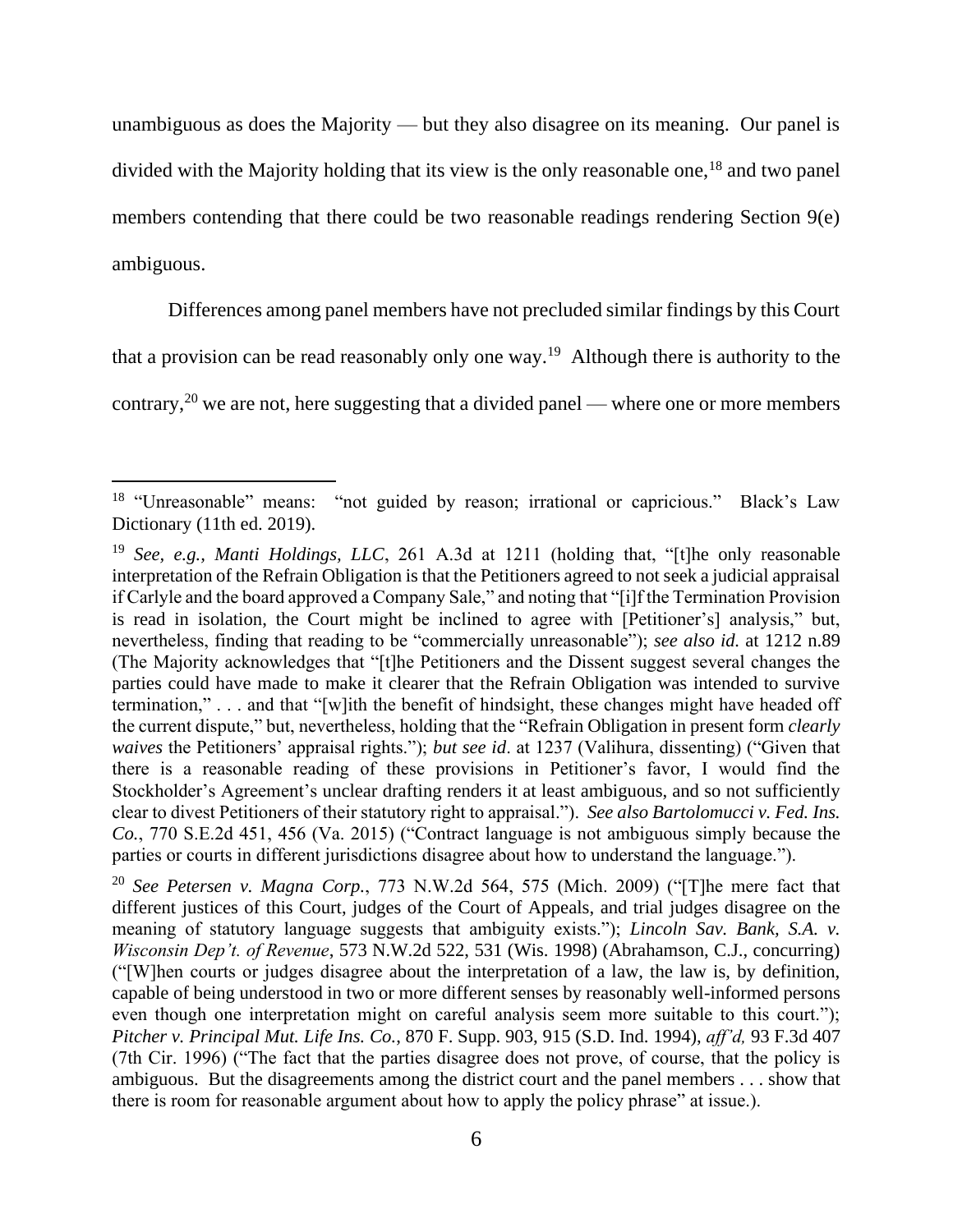unambiguous as does the Majority — but they also disagree on its meaning. Our panel is divided with the Majority holding that its view is the only reasonable one,[18] and two panel members contending that there could be two reasonable readings rendering Section 9(e) ambiguous.

Differences among panel members have not precluded similar findings by this Court that a provision can be read reasonably only one way.[19] Although there is authority to the contrary,[20] we are not, here suggesting that a divided panel — where one or more members

---

[18] "Unreasonable" means: "not guided by reason; irrational or capricious." Black's Law Dictionary (11th ed. 2019).

[19] *See, e.g., Manti Holdings, LLC*, 261 A.3d at 1211 (holding that, "[t]he only reasonable interpretation of the Refrain Obligation is that the Petitioners agreed to not seek a judicial appraisal if Carlyle and the board approved a Company Sale," and noting that "[i]f the Termination Provision is read in isolation, the Court might be inclined to agree with [Petitioner's] analysis," but, nevertheless, finding that reading to be "commercially unreasonable"); *see also id.* at 1212 n.89 (The Majority acknowledges that "[t]he Petitioners and the Dissent suggest several changes the parties could have made to make it clearer that the Refrain Obligation was intended to survive termination," . . . and that "[w]ith the benefit of hindsight, these changes might have headed off the current dispute," but, nevertheless, holding that the "Refrain Obligation in present form *clearly waives* the Petitioners' appraisal rights."); *but see id*. at 1237 (Valihura, dissenting) ("Given that there is a reasonable reading of these provisions in Petitioner's favor, I would find the Stockholder's Agreement's unclear drafting renders it at least ambiguous, and so not sufficiently clear to divest Petitioners of their statutory right to appraisal."). *See also Bartolomucci v. Fed. Ins. Co.*, 770 S.E.2d 451, 456 (Va. 2015) ("Contract language is not ambiguous simply because the parties or courts in different jurisdictions disagree about how to understand the language.").

[20] *See Petersen v. Magna Corp.*, 773 N.W.2d 564, 575 (Mich. 2009) ("[T]he mere fact that different justices of this Court, judges of the Court of Appeals, and trial judges disagree on the meaning of statutory language suggests that ambiguity exists."); *Lincoln Sav. Bank, S.A. v. Wisconsin Dep't. of Revenue*, 573 N.W.2d 522, 531 (Wis. 1998) (Abrahamson, C.J., concurring) ("[W]hen courts or judges disagree about the interpretation of a law, the law is, by definition, capable of being understood in two or more different senses by reasonably well-informed persons even though one interpretation might on careful analysis seem more suitable to this court."); *Pitcher v. Principal Mut. Life Ins. Co.*, 870 F. Supp. 903, 915 (S.D. Ind. 1994), *aff'd,* 93 F.3d 407 (7th Cir. 1996) ("The fact that the parties disagree does not prove, of course, that the policy is ambiguous. But the disagreements among the district court and the panel members . . . show that there is room for reasonable argument about how to apply the policy phrase" at issue.).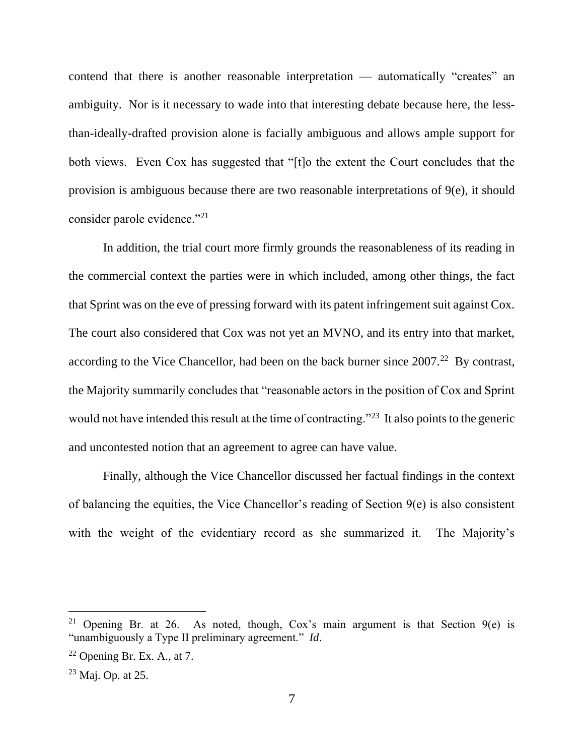contend that there is another reasonable interpretation — automatically "creates" an ambiguity. Nor is it necessary to wade into that interesting debate because here, the less-than-ideally-drafted provision alone is facially ambiguous and allows ample support for both views. Even Cox has suggested that "[t]o the extent the Court concludes that the provision is ambiguous because there are two reasonable interpretations of 9(e), it should consider parole evidence."[21]

In addition, the trial court more firmly grounds the reasonableness of its reading in the commercial context the parties were in which included, among other things, the fact that Sprint was on the eve of pressing forward with its patent infringement suit against Cox. The court also considered that Cox was not yet an MVNO, and its entry into that market, according to the Vice Chancellor, had been on the back burner since 2007.[22] By contrast, the Majority summarily concludes that "reasonable actors in the position of Cox and Sprint would not have intended this result at the time of contracting."[23] It also points to the generic and uncontested notion that an agreement to agree can have value.

Finally, although the Vice Chancellor discussed her factual findings in the context of balancing the equities, the Vice Chancellor's reading of Section 9(e) is also consistent with the weight of the evidentiary record as she summarized it. The Majority's

---

[21] Opening Br. at 26. As noted, though, Cox's main argument is that Section 9(e) is "unambiguously a Type II preliminary agreement." *Id*.

[22] Opening Br. Ex. A., at 7.

[23] Maj. Op. at 25.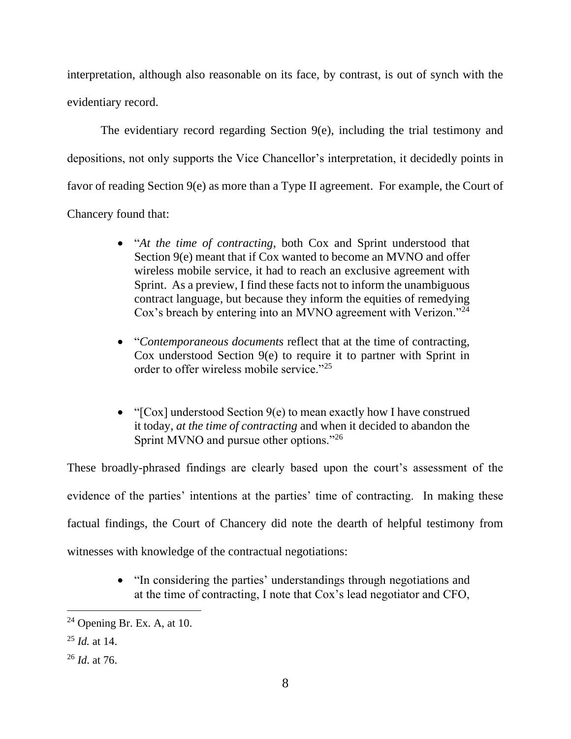interpretation, although also reasonable on its face, by contrast, is out of synch with the evidentiary record.

The evidentiary record regarding Section 9(e), including the trial testimony and depositions, not only supports the Vice Chancellor's interpretation, it decidedly points in favor of reading Section 9(e) as more than a Type II agreement. For example, the Court of Chancery found that:

- "*At the time of contracting*, both Cox and Sprint understood that Section 9(e) meant that if Cox wanted to become an MVNO and offer wireless mobile service, it had to reach an exclusive agreement with Sprint. As a preview, I find these facts not to inform the unambiguous contract language, but because they inform the equities of remedying Cox's breach by entering into an MVNO agreement with Verizon."[24]

- "*Contemporaneous documents* reflect that at the time of contracting, Cox understood Section 9(e) to require it to partner with Sprint in order to offer wireless mobile service."[25]

- "[Cox] understood Section 9(e) to mean exactly how I have construed it today, *at the time of contracting* and when it decided to abandon the Sprint MVNO and pursue other options."[26]

These broadly-phrased findings are clearly based upon the court's assessment of the evidence of the parties' intentions at the parties' time of contracting. In making these factual findings, the Court of Chancery did note the dearth of helpful testimony from witnesses with knowledge of the contractual negotiations:

- "In considering the parties' understandings through negotiations and at the time of contracting, I note that Cox's lead negotiator and CFO,

---

[24] Opening Br. Ex. A, at 10.

[25] *Id.* at 14.

[26] *Id.* at 76.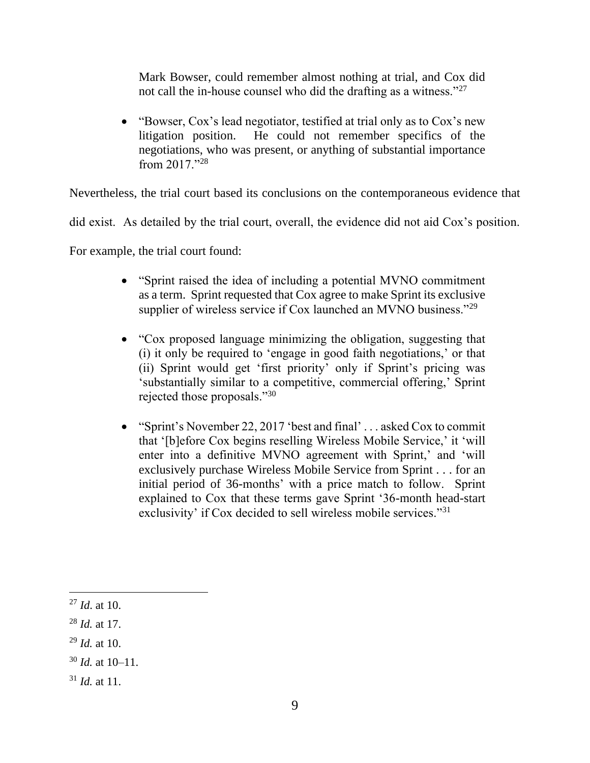> Mark Bowser, could remember almost nothing at trial, and Cox did not call the in-house counsel who did the drafting as a witness."[27]

- "Bowser, Cox's lead negotiator, testified at trial only as to Cox's new litigation position. He could not remember specifics of the negotiations, who was present, or anything of substantial importance from 2017."[28]

Nevertheless, the trial court based its conclusions on the contemporaneous evidence that did exist. As detailed by the trial court, overall, the evidence did not aid Cox's position. For example, the trial court found:

- "Sprint raised the idea of including a potential MVNO commitment as a term. Sprint requested that Cox agree to make Sprint its exclusive supplier of wireless service if Cox launched an MVNO business."[29]

- "Cox proposed language minimizing the obligation, suggesting that (i) it only be required to 'engage in good faith negotiations,' or that (ii) Sprint would get 'first priority' only if Sprint's pricing was 'substantially similar to a competitive, commercial offering,' Sprint rejected those proposals."[30]

- "Sprint's November 22, 2017 'best and final' . . . asked Cox to commit that '[b]efore Cox begins reselling Wireless Mobile Service,' it 'will enter into a definitive MVNO agreement with Sprint,' and 'will exclusively purchase Wireless Mobile Service from Sprint . . . for an initial period of 36-months' with a price match to follow. Sprint explained to Cox that these terms gave Sprint '36-month head-start exclusivity' if Cox decided to sell wireless mobile services."[31]

---

[27] *Id.* at 10.

[28] *Id.* at 17.

[29] *Id.* at 10.

[30] *Id.* at 10–11.

[31] *Id.* at 11.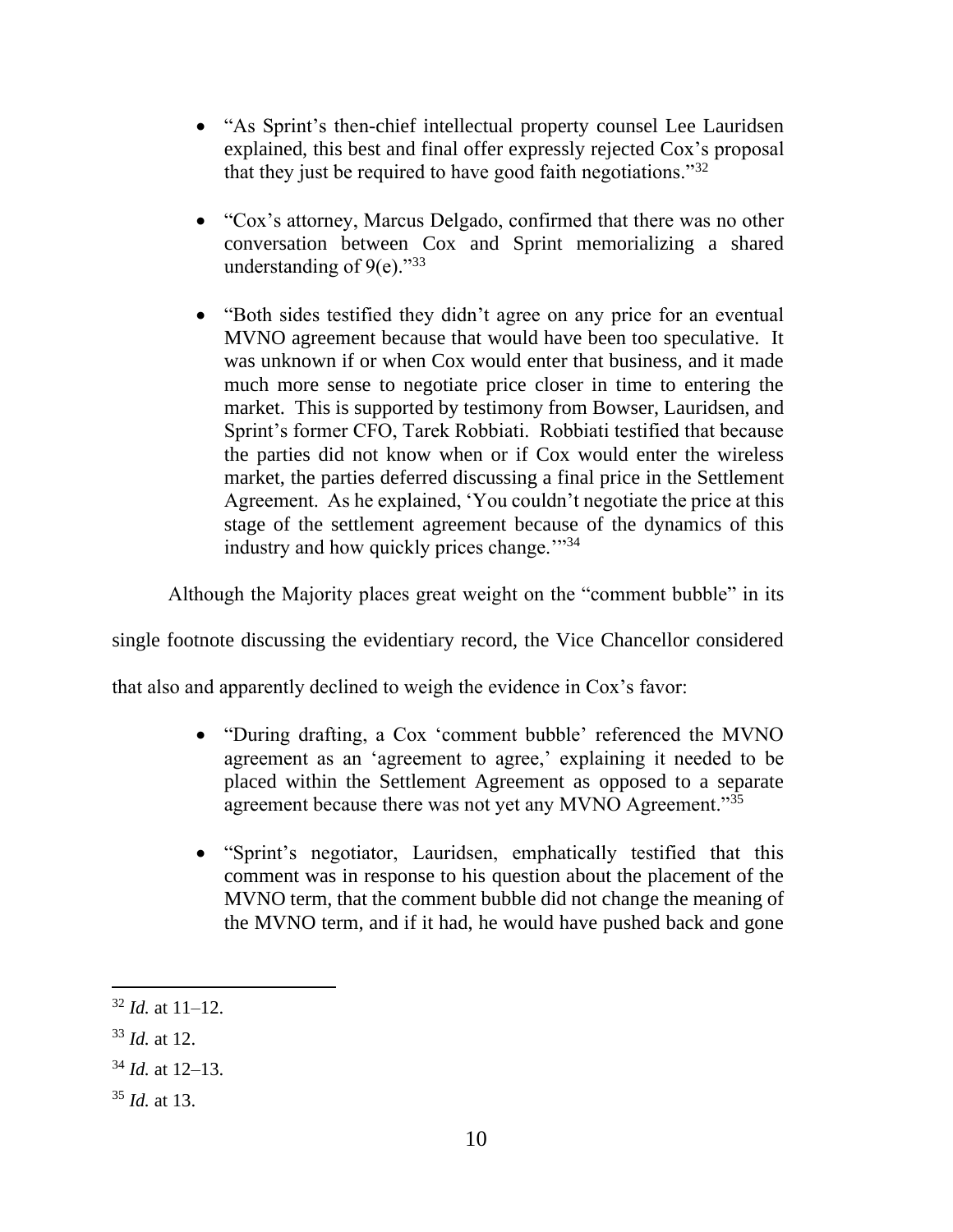- "As Sprint's then-chief intellectual property counsel Lee Lauridsen explained, this best and final offer expressly rejected Cox's proposal that they just be required to have good faith negotiations."[32]

- "Cox's attorney, Marcus Delgado, confirmed that there was no other conversation between Cox and Sprint memorializing a shared understanding of 9(e)."[33]

- "Both sides testified they didn't agree on any price for an eventual MVNO agreement because that would have been too speculative. It was unknown if or when Cox would enter that business, and it made much more sense to negotiate price closer in time to entering the market. This is supported by testimony from Bowser, Lauridsen, and Sprint's former CFO, Tarek Robbiati. Robbiati testified that because the parties did not know when or if Cox would enter the wireless market, the parties deferred discussing a final price in the Settlement Agreement. As he explained, 'You couldn't negotiate the price at this stage of the settlement agreement because of the dynamics of this industry and how quickly prices change.'"[34]

Although the Majority places great weight on the "comment bubble" in its single footnote discussing the evidentiary record, the Vice Chancellor considered that also and apparently declined to weigh the evidence in Cox's favor:

- "During drafting, a Cox 'comment bubble' referenced the MVNO agreement as an 'agreement to agree,' explaining it needed to be placed within the Settlement Agreement as opposed to a separate agreement because there was not yet any MVNO Agreement."[35]

- "Sprint's negotiator, Lauridsen, emphatically testified that this comment was in response to his question about the placement of the MVNO term, that the comment bubble did not change the meaning of the MVNO term, and if it had, he would have pushed back and gone

---

[32] *Id.* at 11–12.

[33] *Id.* at 12.

[34] *Id.* at 12–13.

[35] *Id.* at 13.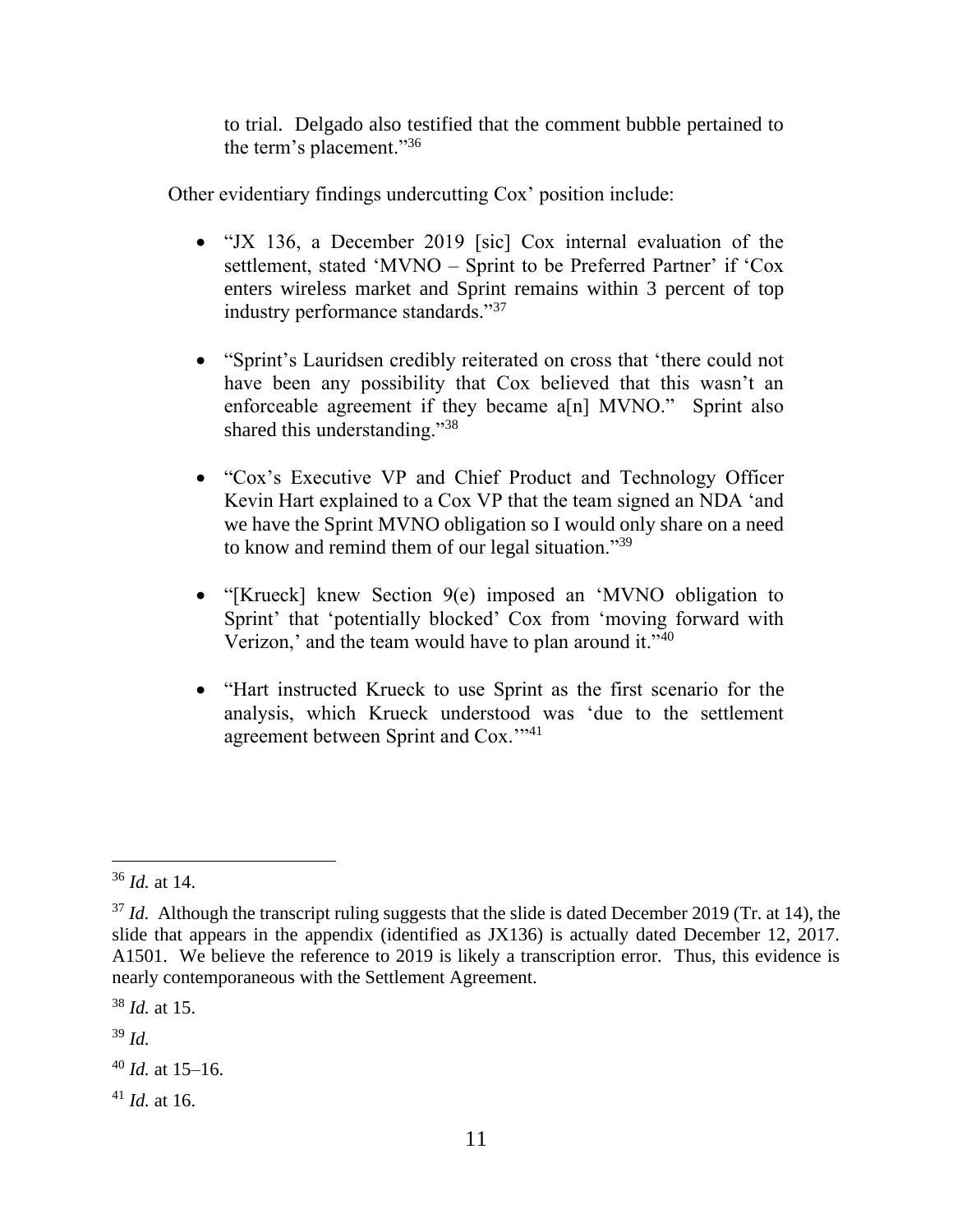> to trial. Delgado also testified that the comment bubble pertained to the term's placement."[36]

Other evidentiary findings undercutting Cox' position include:

- "JX 136, a December 2019 [sic] Cox internal evaluation of the settlement, stated 'MVNO – Sprint to be Preferred Partner' if 'Cox enters wireless market and Sprint remains within 3 percent of top industry performance standards."[37]

- "Sprint's Lauridsen credibly reiterated on cross that 'there could not have been any possibility that Cox believed that this wasn't an enforceable agreement if they became a[n] MVNO." Sprint also shared this understanding."[38]

- "Cox's Executive VP and Chief Product and Technology Officer Kevin Hart explained to a Cox VP that the team signed an NDA 'and we have the Sprint MVNO obligation so I would only share on a need to know and remind them of our legal situation."[39]

- "[Krueck] knew Section 9(e) imposed an 'MVNO obligation to Sprint' that 'potentially blocked' Cox from 'moving forward with Verizon,' and the team would have to plan around it."[40]

- "Hart instructed Krueck to use Sprint as the first scenario for the analysis, which Krueck understood was 'due to the settlement agreement between Sprint and Cox.'"[41]

---

[36] *Id.* at 14.

[37] *Id.* Although the transcript ruling suggests that the slide is dated December 2019 (Tr. at 14), the slide that appears in the appendix (identified as JX136) is actually dated December 12, 2017. A1501. We believe the reference to 2019 is likely a transcription error. Thus, this evidence is nearly contemporaneous with the Settlement Agreement.

[38] *Id.* at 15.

[39] *Id.*

[40] *Id.* at 15–16.

[41] *Id.* at 16.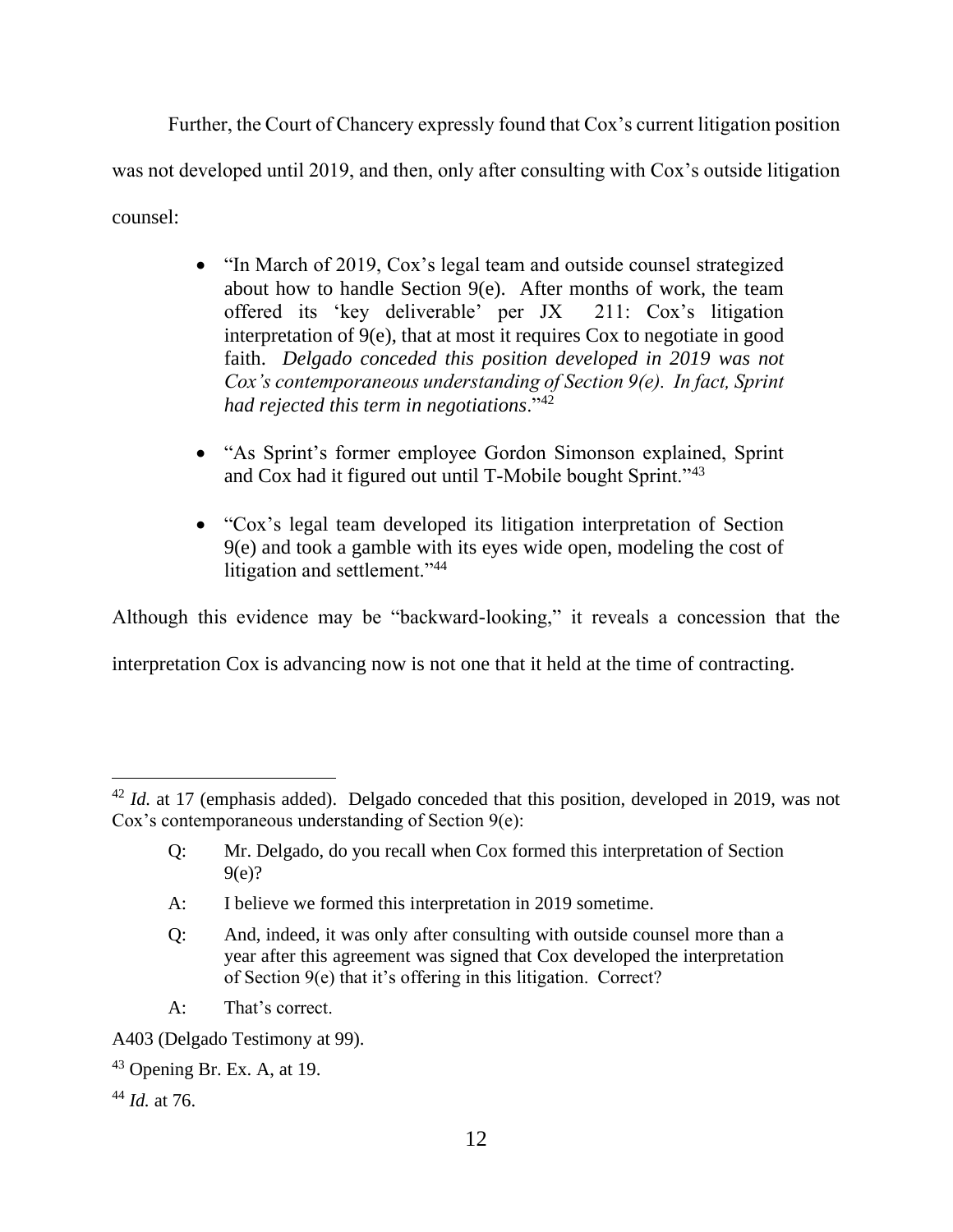Further, the Court of Chancery expressly found that Cox's current litigation position was not developed until 2019, and then, only after consulting with Cox's outside litigation counsel:

- "In March of 2019, Cox's legal team and outside counsel strategized about how to handle Section 9(e). After months of work, the team offered its 'key deliverable' per JX 211: Cox's litigation interpretation of 9(e), that at most it requires Cox to negotiate in good faith. *Delgado conceded this position developed in 2019 was not Cox's contemporaneous understanding of Section 9(e). In fact, Sprint had rejected this term in negotiations*."[42]

- "As Sprint's former employee Gordon Simonson explained, Sprint and Cox had it figured out until T-Mobile bought Sprint."[43]

- "Cox's legal team developed its litigation interpretation of Section 9(e) and took a gamble with its eyes wide open, modeling the cost of litigation and settlement."[44]

Although this evidence may be "backward-looking," it reveals a concession that the interpretation Cox is advancing now is not one that it held at the time of contracting.

---

[42] *Id.* at 17 (emphasis added). Delgado conceded that this position, developed in 2019, was not Cox's contemporaneous understanding of Section 9(e):

> Q: Mr. Delgado, do you recall when Cox formed this interpretation of Section 9(e)?
>
> A: I believe we formed this interpretation in 2019 sometime.
>
> Q: And, indeed, it was only after consulting with outside counsel more than a year after this agreement was signed that Cox developed the interpretation of Section 9(e) that it's offering in this litigation. Correct?
>
> A: That's correct.

A403 (Delgado Testimony at 99).

[43] Opening Br. Ex. A, at 19.

[44] *Id.* at 76.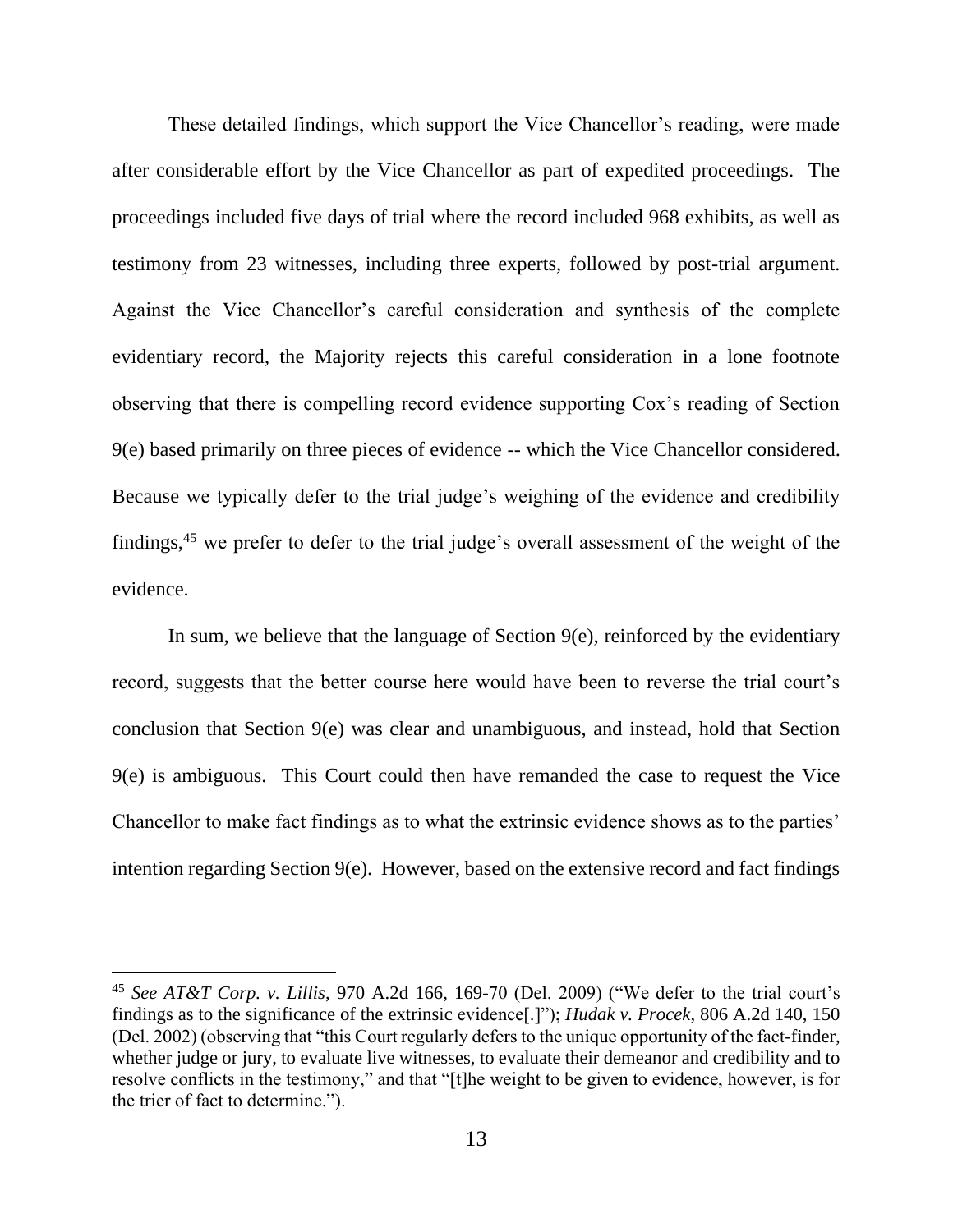These detailed findings, which support the Vice Chancellor's reading, were made after considerable effort by the Vice Chancellor as part of expedited proceedings. The proceedings included five days of trial where the record included 968 exhibits, as well as testimony from 23 witnesses, including three experts, followed by post-trial argument. Against the Vice Chancellor's careful consideration and synthesis of the complete evidentiary record, the Majority rejects this careful consideration in a lone footnote observing that there is compelling record evidence supporting Cox's reading of Section 9(e) based primarily on three pieces of evidence -- which the Vice Chancellor considered. Because we typically defer to the trial judge's weighing of the evidence and credibility findings,[45] we prefer to defer to the trial judge's overall assessment of the weight of the evidence.

In sum, we believe that the language of Section 9(e), reinforced by the evidentiary record, suggests that the better course here would have been to reverse the trial court's conclusion that Section 9(e) was clear and unambiguous, and instead, hold that Section 9(e) is ambiguous. This Court could then have remanded the case to request the Vice Chancellor to make fact findings as to what the extrinsic evidence shows as to the parties' intention regarding Section 9(e). However, based on the extensive record and fact findings

---

[45] *See AT&T Corp. v. Lillis*, 970 A.2d 166, 169-70 (Del. 2009) ("We defer to the trial court's findings as to the significance of the extrinsic evidence[.]"); *Hudak v. Procek*, 806 A.2d 140, 150 (Del. 2002) (observing that "this Court regularly defers to the unique opportunity of the fact-finder, whether judge or jury, to evaluate live witnesses, to evaluate their demeanor and credibility and to resolve conflicts in the testimony," and that "[t]he weight to be given to evidence, however, is for the trier of fact to determine.").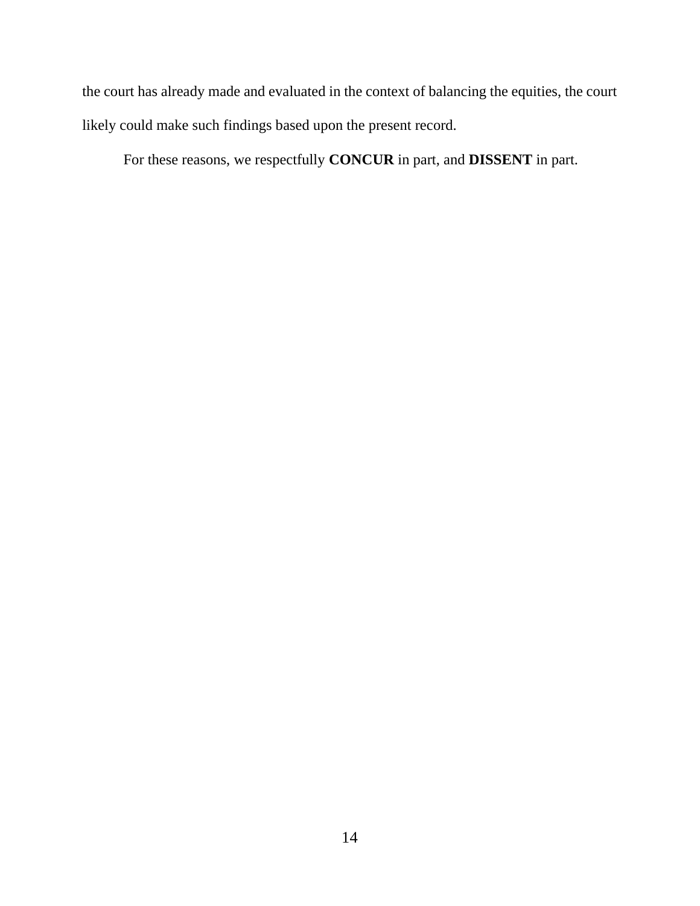the court has already made and evaluated in the context of balancing the equities, the court likely could make such findings based upon the present record.

For these reasons, we respectfully **CONCUR** in part, and **DISSENT** in part.